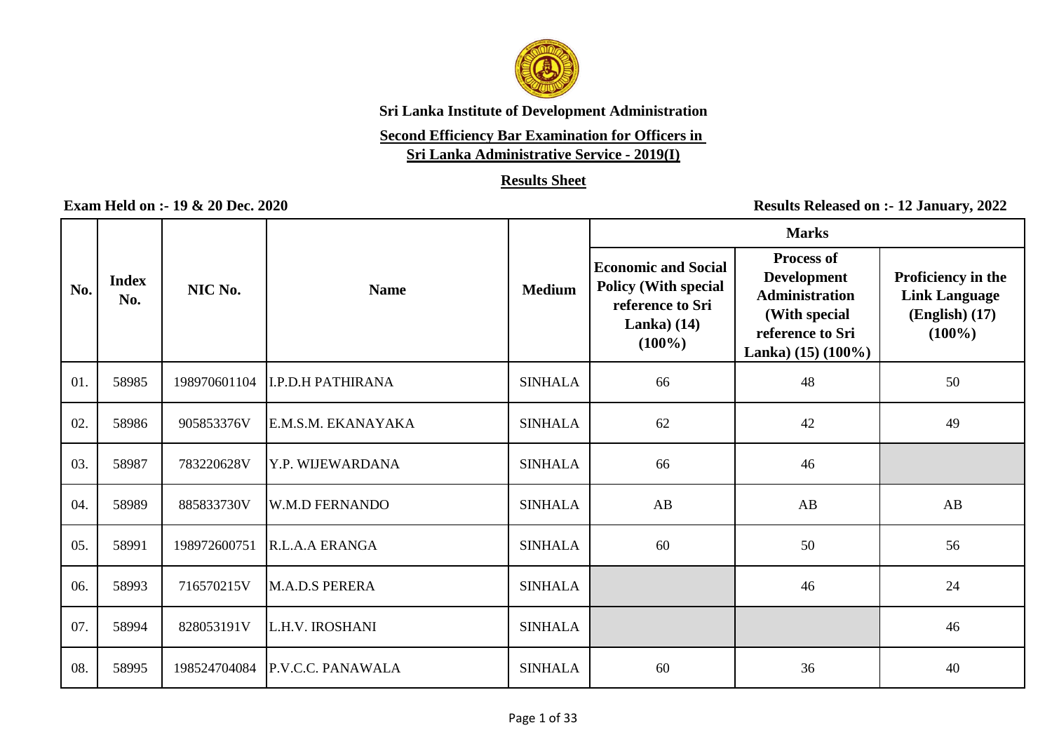# Sri Lanka Institute of Development Administration

## Second Efficiency Bar Examination for Officers in Sri Lanka Administrative Service - 2019(I)

### Results Sheet

**Exam Held on :- 19 & 20 Dec. 2020**

**Results Released on :- 12 January, 2022**

| No. | Index No. | NIC No. | Name | Medium | Marks | | |
|---|---|---|---|---|---|---|---|
| | | | | | Economic and Social Policy (With special reference to Sri Lanka) (14) (100%) | Process of Development Administration (With special reference to Sri Lanka) (15) (100%) | Proficiency in the Link Language (English) (17) (100%) |
| 01. | 58985 | 198970601104 | I.P.D.H PATHIRANA | SINHALA | 66 | 48 | 50 |
| 02. | 58986 | 905853376V | E.M.S.M. EKANAYAKA | SINHALA | 62 | 42 | 49 |
| 03. | 58987 | 783220628V | Y.P. WIJEWARDANA | SINHALA | 66 | 46 | |
| 04. | 58989 | 885833730V | W.M.D FERNANDO | SINHALA | AB | AB | AB |
| 05. | 58991 | 198972600751 | R.L.A.A ERANGA | SINHALA | 60 | 50 | 56 |
| 06. | 58993 | 716570215V | M.A.D.S PERERA | SINHALA | | 46 | 24 |
| 07. | 58994 | 828053191V | L.H.V. IROSHANI | SINHALA | | | 46 |
| 08. | 58995 | 198524704084 | P.V.C.C. PANAWALA | SINHALA | 60 | 36 | 40 |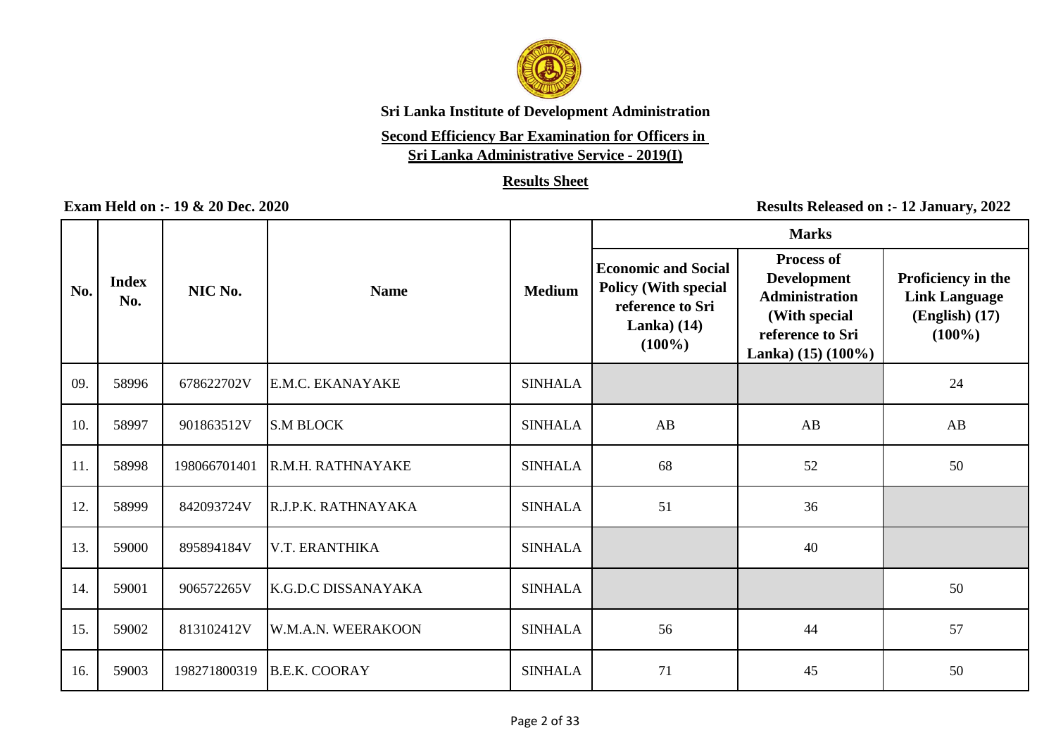**Sri Lanka Institute of Development Administration**

**Second Efficiency Bar Examination for Officers in Sri Lanka Administrative Service - 2019(I)**

**Results Sheet**

**Exam Held on :- 19 & 20 Dec. 2020**

**Results Released on :- 12 January, 2022**

| No. | Index No. | NIC No. | Name | Medium | Marks | | |
|---|---|---|---|---|---|---|---|
| | | | | | Economic and Social Policy (With special reference to Sri Lanka) (14) (100%) | Process of Development Administration (With special reference to Sri Lanka) (15) (100%) | Proficiency in the Link Language (English) (17) (100%) |
| 09. | 58996 | 678622702V | E.M.C. EKANAYAKE | SINHALA | | | 24 |
| 10. | 58997 | 901863512V | S.M BLOCK | SINHALA | AB | AB | AB |
| 11. | 58998 | 198066701401 | R.M.H. RATHNAYAKE | SINHALA | 68 | 52 | 50 |
| 12. | 58999 | 842093724V | R.J.P.K. RATHNAYAKA | SINHALA | 51 | 36 | |
| 13. | 59000 | 895894184V | V.T. ERANTHIKA | SINHALA | | 40 | |
| 14. | 59001 | 906572265V | K.G.D.C DISSANAYAKA | SINHALA | | | 50 |
| 15. | 59002 | 813102412V | W.M.A.N. WEERAKOON | SINHALA | 56 | 44 | 57 |
| 16. | 59003 | 198271800319 | B.E.K. COORAY | SINHALA | 71 | 45 | 50 |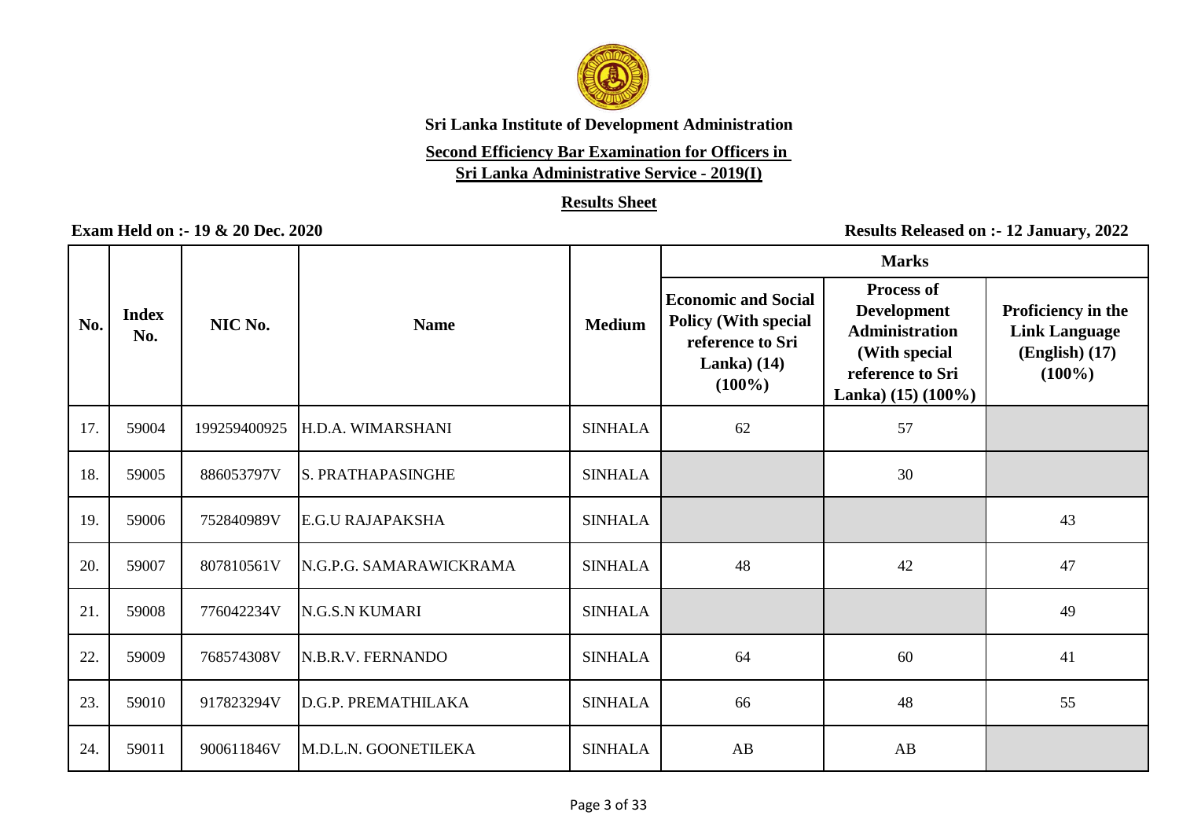**Sri Lanka Institute of Development Administration**

**Second Efficiency Bar Examination for Officers in Sri Lanka Administrative Service - 2019(I)**

**Results Sheet**

**Exam Held on :- 19 & 20 Dec. 2020**

**Results Released on :- 12 January, 2022**

| No. | Index No. | NIC No. | Name | Medium | Marks | | |
|---|---|---|---|---|---|---|---|
| | | | | | Economic and Social Policy (With special reference to Sri Lanka) (14) (100%) | Process of Development Administration (With special reference to Sri Lanka) (15) (100%) | Proficiency in the Link Language (English) (17) (100%) |
| 17. | 59004 | 199259400925 | H.D.A. WIMARSHANI | SINHALA | 62 | 57 | |
| 18. | 59005 | 886053797V | S. PRATHAPASINGHE | SINHALA | | 30 | |
| 19. | 59006 | 752840989V | E.G.U RAJAPAKSHA | SINHALA | | | 43 |
| 20. | 59007 | 807810561V | N.G.P.G. SAMARAWICKRAMA | SINHALA | 48 | 42 | 47 |
| 21. | 59008 | 776042234V | N.G.S.N KUMARI | SINHALA | | | 49 |
| 22. | 59009 | 768574308V | N.B.R.V. FERNANDO | SINHALA | 64 | 60 | 41 |
| 23. | 59010 | 917823294V | D.G.P. PREMATHILAKA | SINHALA | 66 | 48 | 55 |
| 24. | 59011 | 900611846V | M.D.L.N. GOONETILEKA | SINHALA | AB | AB | |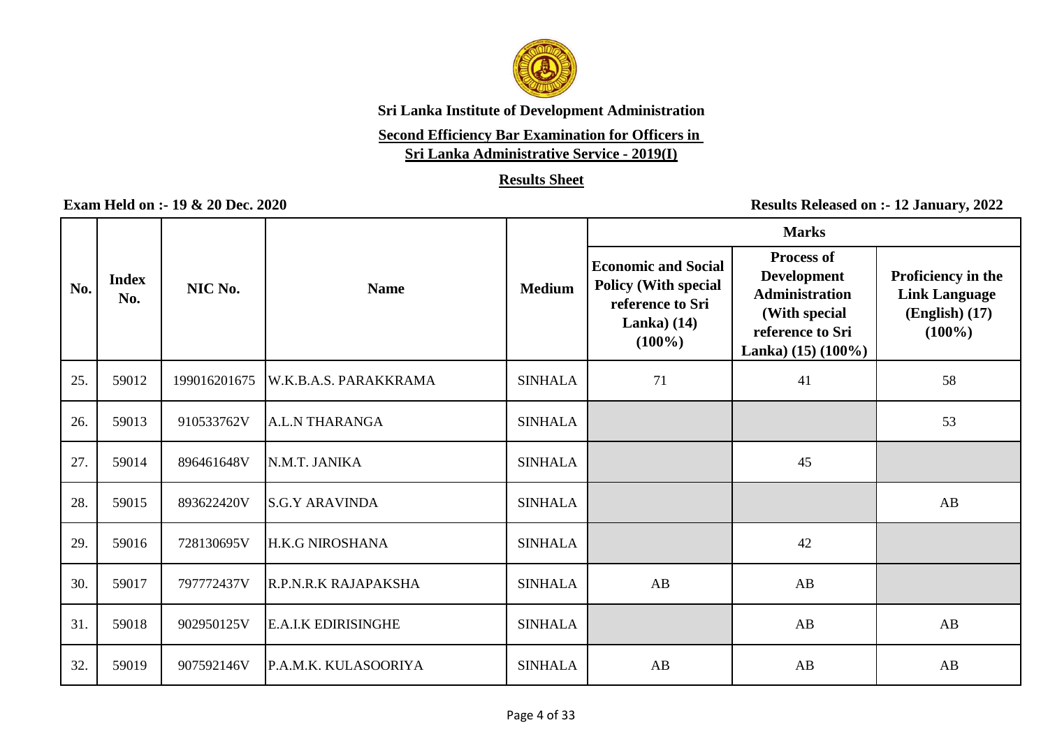**Sri Lanka Institute of Development Administration**

**Second Efficiency Bar Examination for Officers in Sri Lanka Administrative Service - 2019(I)**

**Results Sheet**

**Exam Held on :- 19 & 20 Dec. 2020**

**Results Released on :- 12 January, 2022**

| No. | Index No. | NIC No. | Name | Medium | Marks | | |
|---|---|---|---|---|---|---|---|
| | | | | | Economic and Social Policy (With special reference to Sri Lanka) (14) (100%) | Process of Development Administration (With special reference to Sri Lanka) (15) (100%) | Proficiency in the Link Language (English) (17) (100%) |
| 25. | 59012 | 199016201675 | W.K.B.A.S. PARAKKRAMA | SINHALA | 71 | 41 | 58 |
| 26. | 59013 | 910533762V | A.L.N THARANGA | SINHALA | | | 53 |
| 27. | 59014 | 896461648V | N.M.T. JANIKA | SINHALA | | 45 | |
| 28. | 59015 | 893622420V | S.G.Y ARAVINDA | SINHALA | | | AB |
| 29. | 59016 | 728130695V | H.K.G NIROSHANA | SINHALA | | 42 | |
| 30. | 59017 | 797772437V | R.P.N.R.K RAJAPAKSHA | SINHALA | AB | AB | |
| 31. | 59018 | 902950125V | E.A.I.K EDIRISINGHE | SINHALA | | AB | AB |
| 32. | 59019 | 907592146V | P.A.M.K. KULASOORIYA | SINHALA | AB | AB | AB |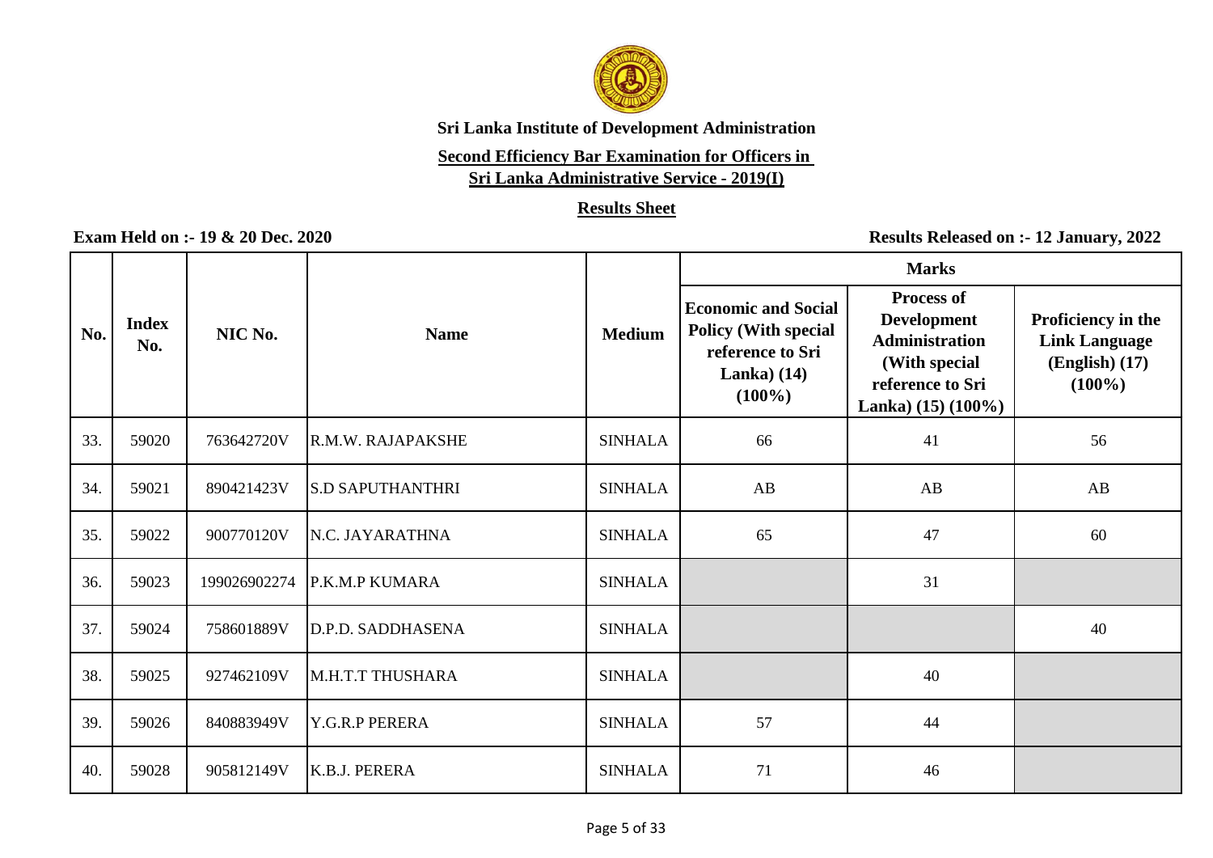**Sri Lanka Institute of Development Administration**

**Second Efficiency Bar Examination for Officers in Sri Lanka Administrative Service - 2019(I)**

**Results Sheet**

**Exam Held on :- 19 & 20 Dec. 2020**

**Results Released on :- 12 January, 2022**

| No. | Index No. | NIC No. | Name | Medium | Marks | | |
|---|---|---|---|---|---|---|---|
| | | | | | Economic and Social Policy (With special reference to Sri Lanka) (14) (100%) | Process of Development Administration (With special reference to Sri Lanka) (15) (100%) | Proficiency in the Link Language (English) (17) (100%) |
| 33. | 59020 | 763642720V | R.M.W. RAJAPAKSHE | SINHALA | 66 | 41 | 56 |
| 34. | 59021 | 890421423V | S.D SAPUTHANTHRI | SINHALA | AB | AB | AB |
| 35. | 59022 | 900770120V | N.C. JAYARATHNA | SINHALA | 65 | 47 | 60 |
| 36. | 59023 | 199026902274 | P.K.M.P KUMARA | SINHALA | | 31 | |
| 37. | 59024 | 758601889V | D.P.D. SADDHASENA | SINHALA | | | 40 |
| 38. | 59025 | 927462109V | M.H.T.T THUSHARA | SINHALA | | 40 | |
| 39. | 59026 | 840883949V | Y.G.R.P PERERA | SINHALA | 57 | 44 | |
| 40. | 59028 | 905812149V | K.B.J. PERERA | SINHALA | 71 | 46 | |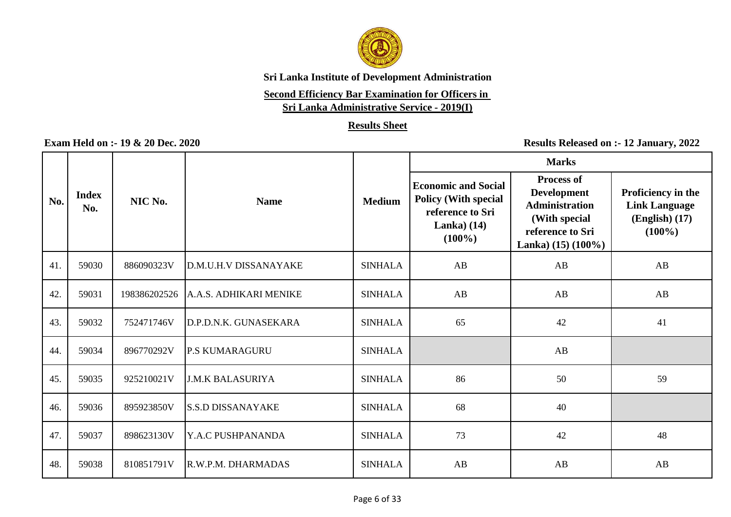**Sri Lanka Institute of Development Administration**

**Second Efficiency Bar Examination for Officers in Sri Lanka Administrative Service - 2019(I)**

**Results Sheet**

**Exam Held on :- 19 & 20 Dec. 2020**

**Results Released on :- 12 January, 2022**

| No. | Index No. | NIC No. | Name | Medium | Marks | | |
|---|---|---|---|---|---|---|---|
| | | | | | Economic and Social Policy (With special reference to Sri Lanka) (14) (100%) | Process of Development Administration (With special reference to Sri Lanka) (15) (100%) | Proficiency in the Link Language (English) (17) (100%) |
| 41. | 59030 | 886090323V | D.M.U.H.V DISSANAYAKE | SINHALA | AB | AB | AB |
| 42. | 59031 | 198386202526 | A.A.S. ADHIKARI MENIKE | SINHALA | AB | AB | AB |
| 43. | 59032 | 752471746V | D.P.D.N.K. GUNASEKARA | SINHALA | 65 | 42 | 41 |
| 44. | 59034 | 896770292V | P.S KUMARAGURU | SINHALA | | AB | |
| 45. | 59035 | 925210021V | J.M.K BALASURIYA | SINHALA | 86 | 50 | 59 |
| 46. | 59036 | 895923850V | S.S.D DISSANAYAKE | SINHALA | 68 | 40 | |
| 47. | 59037 | 898623130V | Y.A.C PUSHPANANDA | SINHALA | 73 | 42 | 48 |
| 48. | 59038 | 810851791V | R.W.P.M. DHARMADAS | SINHALA | AB | AB | AB |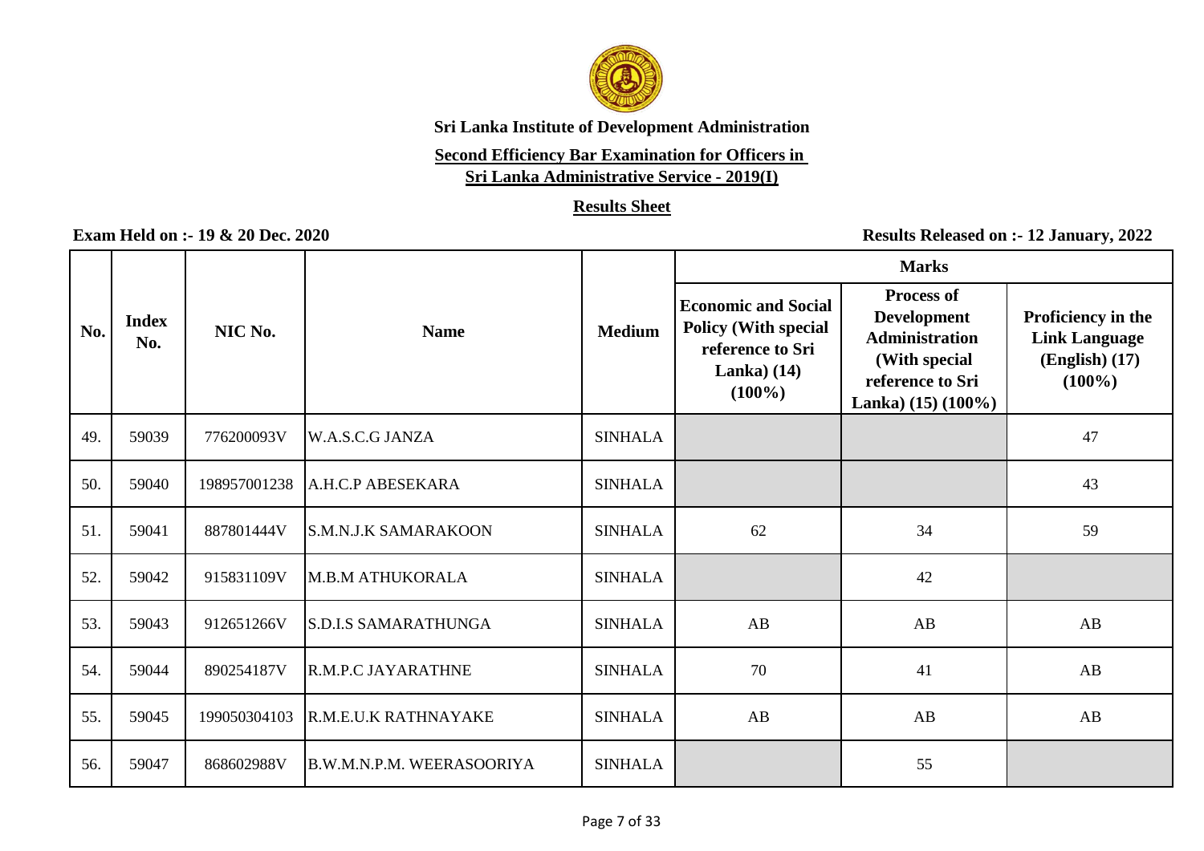**Sri Lanka Institute of Development Administration**

**Second Efficiency Bar Examination for Officers in Sri Lanka Administrative Service - 2019(I)**

**Results Sheet**

**Exam Held on :- 19 & 20 Dec. 2020**

**Results Released on :- 12 January, 2022**

| No. | Index No. | NIC No. | Name | Medium | Marks | | |
|---|---|---|---|---|---|---|---|
| | | | | | Economic and Social Policy (With special reference to Sri Lanka) (14) (100%) | Process of Development Administration (With special reference to Sri Lanka) (15) (100%) | Proficiency in the Link Language (English) (17) (100%) |
| 49. | 59039 | 776200093V | W.A.S.C.G JANZA | SINHALA | | | 47 |
| 50. | 59040 | 198957001238 | A.H.C.P ABESEKARA | SINHALA | | | 43 |
| 51. | 59041 | 887801444V | S.M.N.J.K SAMARAKOON | SINHALA | 62 | 34 | 59 |
| 52. | 59042 | 915831109V | M.B.M ATHUKORALA | SINHALA | | 42 | |
| 53. | 59043 | 912651266V | S.D.I.S SAMARATHUNGA | SINHALA | AB | AB | AB |
| 54. | 59044 | 890254187V | R.M.P.C JAYARATHNE | SINHALA | 70 | 41 | AB |
| 55. | 59045 | 199050304103 | R.M.E.U.K RATHNAYAKE | SINHALA | AB | AB | AB |
| 56. | 59047 | 868602988V | B.W.M.N.P.M. WEERASOORIYA | SINHALA | | 55 | |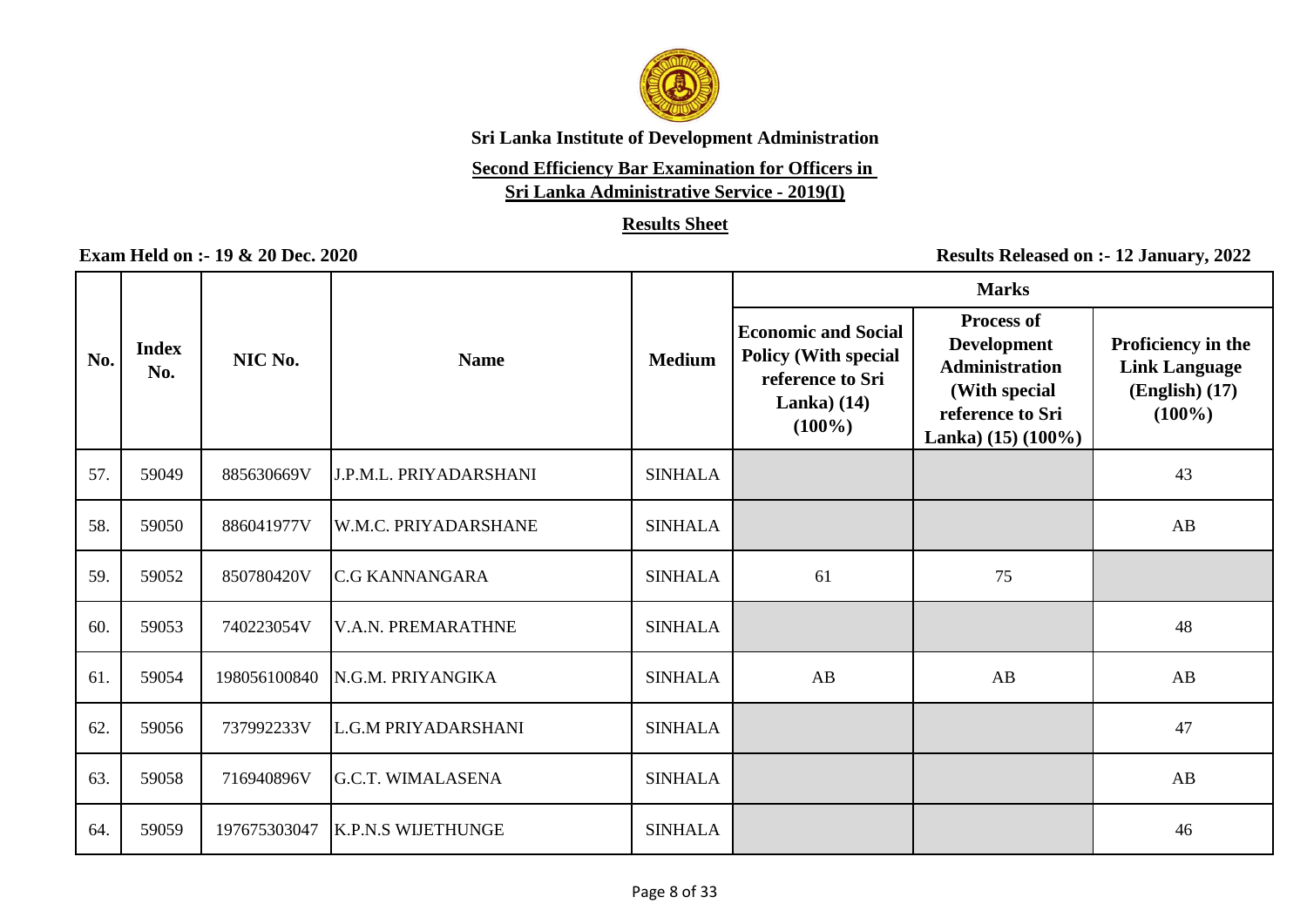**Sri Lanka Institute of Development Administration**

**Second Efficiency Bar Examination for Officers in Sri Lanka Administrative Service - 2019(I)**

**Results Sheet**

**Exam Held on :- 19 & 20 Dec. 2020**

**Results Released on :- 12 January, 2022**

| No. | Index No. | NIC No. | Name | Medium | Marks | | |
|---|---|---|---|---|---|---|---|
| | | | | | Economic and Social Policy (With special reference to Sri Lanka) (14) (100%) | Process of Development Administration (With special reference to Sri Lanka) (15) (100%) | Proficiency in the Link Language (English) (17) (100%) |
| 57. | 59049 | 885630669V | J.P.M.L. PRIYADARSHANI | SINHALA | | | 43 |
| 58. | 59050 | 886041977V | W.M.C. PRIYADARSHANE | SINHALA | | | AB |
| 59. | 59052 | 850780420V | C.G KANNANGARA | SINHALA | 61 | 75 | |
| 60. | 59053 | 740223054V | V.A.N. PREMARATHNE | SINHALA | | | 48 |
| 61. | 59054 | 198056100840 | N.G.M. PRIYANGIKA | SINHALA | AB | AB | AB |
| 62. | 59056 | 737992233V | L.G.M PRIYADARSHANI | SINHALA | | | 47 |
| 63. | 59058 | 716940896V | G.C.T. WIMALASENA | SINHALA | | | AB |
| 64. | 59059 | 197675303047 | K.P.N.S WIJETHUNGE | SINHALA | | | 46 |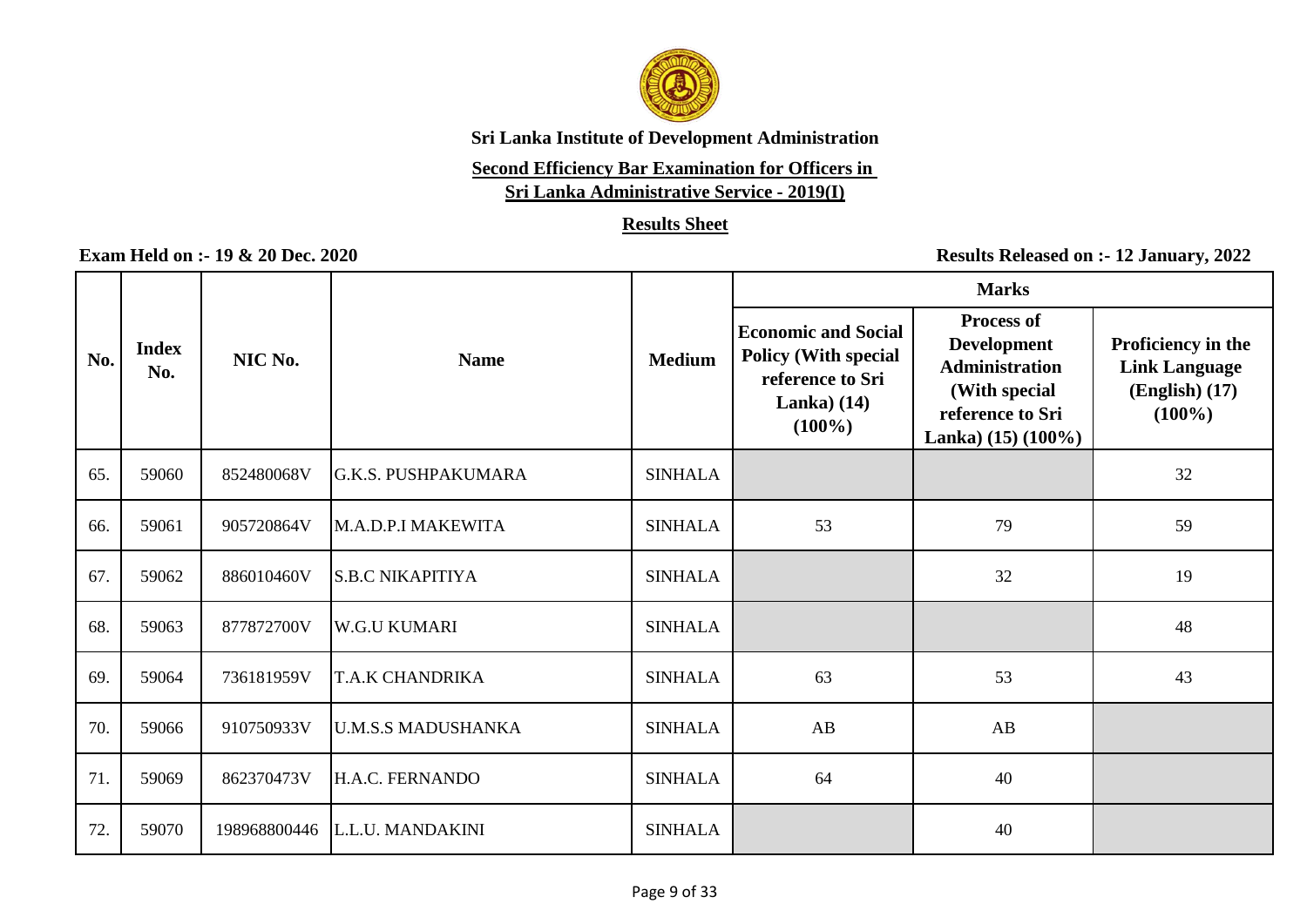**Sri Lanka Institute of Development Administration**

**Second Efficiency Bar Examination for Officers in Sri Lanka Administrative Service - 2019(I)**

**Results Sheet**

**Exam Held on :- 19 & 20 Dec. 2020**

**Results Released on :- 12 January, 2022**

| No. | Index No. | NIC No. | Name | Medium | Marks | | |
|---|---|---|---|---|---|---|---|
| | | | | | Economic and Social Policy (With special reference to Sri Lanka) (14) (100%) | Process of Development Administration (With special reference to Sri Lanka) (15) (100%) | Proficiency in the Link Language (English) (17) (100%) |
| 65. | 59060 | 852480068V | G.K.S. PUSHPAKUMARA | SINHALA | | | 32 |
| 66. | 59061 | 905720864V | M.A.D.P.I MAKEWITA | SINHALA | 53 | 79 | 59 |
| 67. | 59062 | 886010460V | S.B.C NIKAPITIYA | SINHALA | | 32 | 19 |
| 68. | 59063 | 877872700V | W.G.U KUMARI | SINHALA | | | 48 |
| 69. | 59064 | 736181959V | T.A.K CHANDRIKA | SINHALA | 63 | 53 | 43 |
| 70. | 59066 | 910750933V | U.M.S.S MADUSHANKA | SINHALA | AB | AB | |
| 71. | 59069 | 862370473V | H.A.C. FERNANDO | SINHALA | 64 | 40 | |
| 72. | 59070 | 198968800446 | L.L.U. MANDAKINI | SINHALA | | 40 | |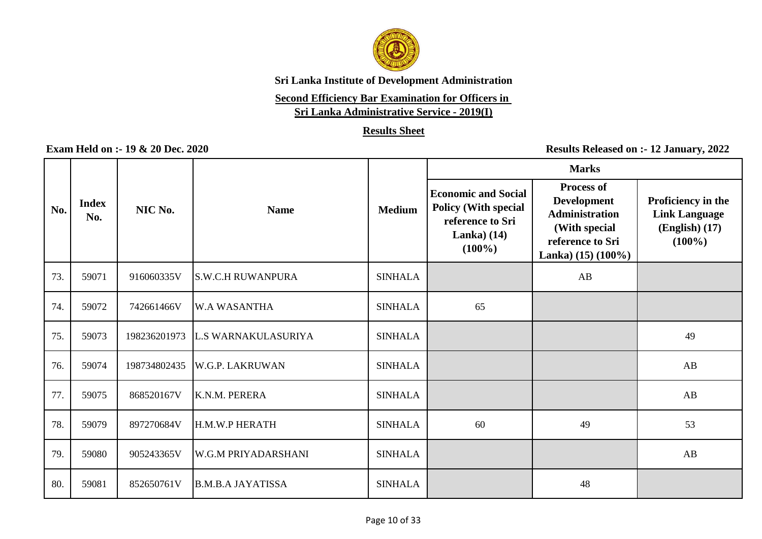**Sri Lanka Institute of Development Administration**

**Second Efficiency Bar Examination for Officers in Sri Lanka Administrative Service - 2019(I)**

**Results Sheet**

**Exam Held on :- 19 & 20 Dec. 2020**

**Results Released on :- 12 January, 2022**

| No. | Index No. | NIC No. | Name | Medium | Marks | | |
|---|---|---|---|---|---|---|---|
| | | | | | Economic and Social Policy (With special reference to Sri Lanka) (14) (100%) | Process of Development Administration (With special reference to Sri Lanka) (15) (100%) | Proficiency in the Link Language (English) (17) (100%) |
| 73. | 59071 | 916060335V | S.W.C.H RUWANPURA | SINHALA | | AB | |
| 74. | 59072 | 742661466V | W.A WASANTHA | SINHALA | 65 | | |
| 75. | 59073 | 198236201973 | L.S WARNAKULASURIYA | SINHALA | | | 49 |
| 76. | 59074 | 198734802435 | W.G.P. LAKRUWAN | SINHALA | | | AB |
| 77. | 59075 | 868520167V | K.N.M. PERERA | SINHALA | | | AB |
| 78. | 59079 | 897270684V | H.M.W.P HERATH | SINHALA | 60 | 49 | 53 |
| 79. | 59080 | 905243365V | W.G.M PRIYADARSHANI | SINHALA | | | AB |
| 80. | 59081 | 852650761V | B.M.B.A JAYATISSA | SINHALA | | 48 | |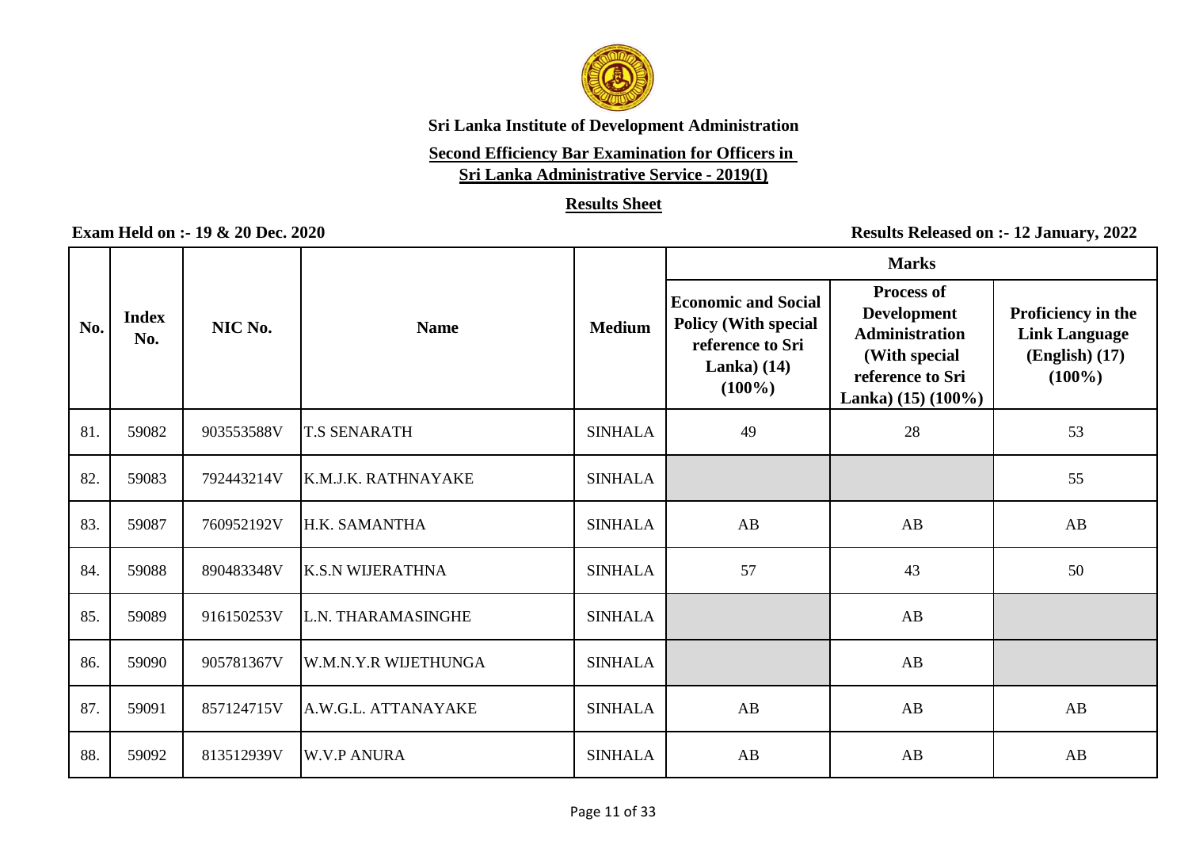**Sri Lanka Institute of Development Administration**

**Second Efficiency Bar Examination for Officers in Sri Lanka Administrative Service - 2019(I)**

**Results Sheet**

**Exam Held on :- 19 & 20 Dec. 2020**

**Results Released on :- 12 January, 2022**

| No. | Index No. | NIC No. | Name | Medium | Marks | | |
|---|---|---|---|---|---|---|---|
| | | | | | Economic and Social Policy (With special reference to Sri Lanka) (14) (100%) | Process of Development Administration (With special reference to Sri Lanka) (15) (100%) | Proficiency in the Link Language (English) (17) (100%) |
| 81. | 59082 | 903553588V | T.S SENARATH | SINHALA | 49 | 28 | 53 |
| 82. | 59083 | 792443214V | K.M.J.K. RATHNAYAKE | SINHALA | | | 55 |
| 83. | 59087 | 760952192V | H.K. SAMANTHA | SINHALA | AB | AB | AB |
| 84. | 59088 | 890483348V | K.S.N WIJERATHNA | SINHALA | 57 | 43 | 50 |
| 85. | 59089 | 916150253V | L.N. THARAMASINGHE | SINHALA | | AB | |
| 86. | 59090 | 905781367V | W.M.N.Y.R WIJETHUNGA | SINHALA | | AB | |
| 87. | 59091 | 857124715V | A.W.G.L. ATTANAYAKE | SINHALA | AB | AB | AB |
| 88. | 59092 | 813512939V | W.V.P ANURA | SINHALA | AB | AB | AB |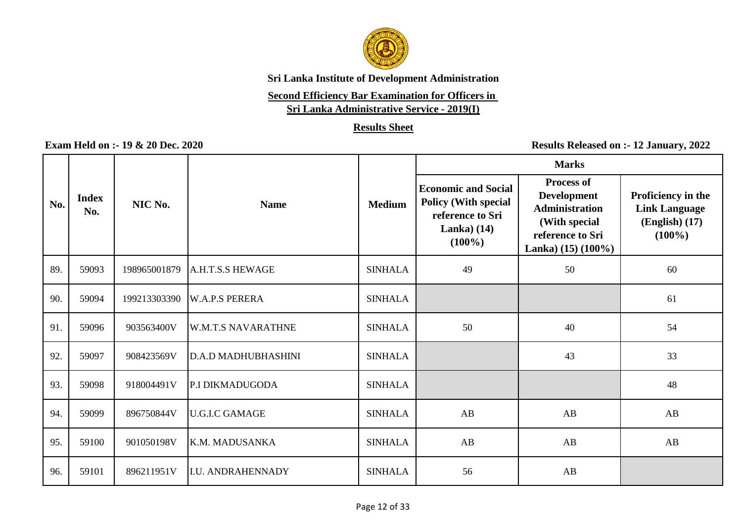**Sri Lanka Institute of Development Administration**

**Second Efficiency Bar Examination for Officers in Sri Lanka Administrative Service - 2019(I)**

**Results Sheet**

**Exam Held on :- 19 & 20 Dec. 2020**

**Results Released on :- 12 January, 2022**

| No. | Index No. | NIC No. | Name | Medium | Marks | | |
|---|---|---|---|---|---|---|---|
| | | | | | Economic and Social Policy (With special reference to Sri Lanka) (14) (100%) | Process of Development Administration (With special reference to Sri Lanka) (15) (100%) | Proficiency in the Link Language (English) (17) (100%) |
| 89. | 59093 | 198965001879 | A.H.T.S.S HEWAGE | SINHALA | 49 | 50 | 60 |
| 90. | 59094 | 199213303390 | W.A.P.S PERERA | SINHALA | | | 61 |
| 91. | 59096 | 903563400V | W.M.T.S NAVARATHNE | SINHALA | 50 | 40 | 54 |
| 92. | 59097 | 908423569V | D.A.D MADHUBHASHINI | SINHALA | | 43 | 33 |
| 93. | 59098 | 918004491V | P.I DIKMADUGODA | SINHALA | | | 48 |
| 94. | 59099 | 896750844V | U.G.I.C GAMAGE | SINHALA | AB | AB | AB |
| 95. | 59100 | 901050198V | K.M. MADUSANKA | SINHALA | AB | AB | AB |
| 96. | 59101 | 896211951V | I.U. ANDRAHENNADY | SINHALA | 56 | AB | |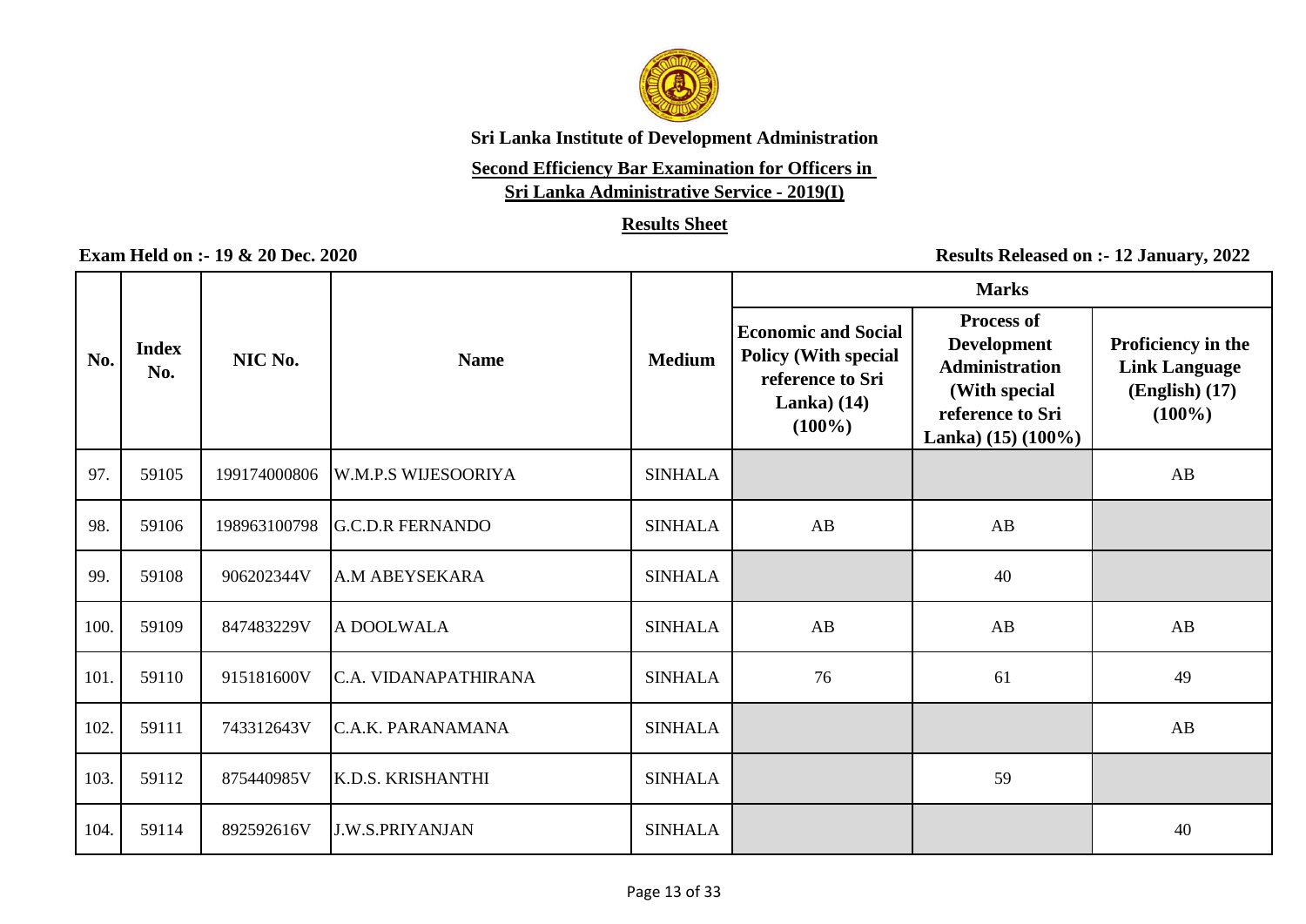**Sri Lanka Institute of Development Administration**

**Second Efficiency Bar Examination for Officers in Sri Lanka Administrative Service - 2019(I)**

**Results Sheet**

**Exam Held on :- 19 & 20 Dec. 2020**

**Results Released on :- 12 January, 2022**

| No. | Index No. | NIC No. | Name | Medium | Marks | | |
|---|---|---|---|---|---|---|---|
| | | | | | Economic and Social Policy (With special reference to Sri Lanka) (14) (100%) | Process of Development Administration (With special reference to Sri Lanka) (15) (100%) | Proficiency in the Link Language (English) (17) (100%) |
| 97. | 59105 | 199174000806 | W.M.P.S WIJESOORIYA | SINHALA | | | AB |
| 98. | 59106 | 198963100798 | G.C.D.R FERNANDO | SINHALA | AB | AB | |
| 99. | 59108 | 906202344V | A.M ABEYSEKARA | SINHALA | | 40 | |
| 100. | 59109 | 847483229V | A DOOLWALA | SINHALA | AB | AB | AB |
| 101. | 59110 | 915181600V | C.A. VIDANAPATHIRANA | SINHALA | 76 | 61 | 49 |
| 102. | 59111 | 743312643V | C.A.K. PARANAMANA | SINHALA | | | AB |
| 103. | 59112 | 875440985V | K.D.S. KRISHANTHI | SINHALA | | 59 | |
| 104. | 59114 | 892592616V | J.W.S.PRIYANJAN | SINHALA | | | 40 |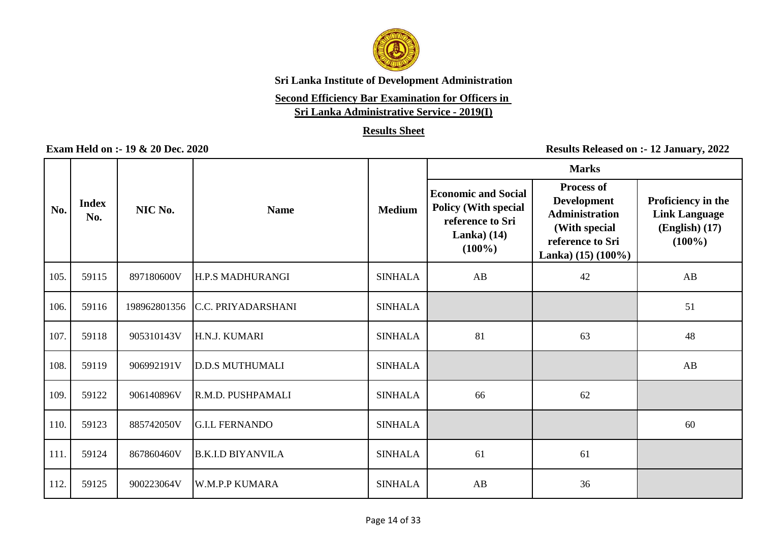**Sri Lanka Institute of Development Administration**

**Second Efficiency Bar Examination for Officers in Sri Lanka Administrative Service - 2019(I)**

**Results Sheet**

**Exam Held on :- 19 & 20 Dec. 2020**

**Results Released on :- 12 January, 2022**

| No. | Index No. | NIC No. | Name | Medium | Marks | | |
|---|---|---|---|---|---|---|---|
| | | | | | Economic and Social Policy (With special reference to Sri Lanka) (14) (100%) | Process of Development Administration (With special reference to Sri Lanka) (15) (100%) | Proficiency in the Link Language (English) (17) (100%) |
| 105. | 59115 | 897180600V | H.P.S MADHURANGI | SINHALA | AB | 42 | AB |
| 106. | 59116 | 198962801356 | C.C. PRIYADARSHANI | SINHALA | | | 51 |
| 107. | 59118 | 905310143V | H.N.J. KUMARI | SINHALA | 81 | 63 | 48 |
| 108. | 59119 | 906992191V | D.D.S MUTHUMALI | SINHALA | | | AB |
| 109. | 59122 | 906140896V | R.M.D. PUSHPAMALI | SINHALA | 66 | 62 | |
| 110. | 59123 | 885742050V | G.I.L FERNANDO | SINHALA | | | 60 |
| 111. | 59124 | 867860460V | B.K.I.D BIYANVILA | SINHALA | 61 | 61 | |
| 112. | 59125 | 900223064V | W.M.P.P KUMARA | SINHALA | AB | 36 | |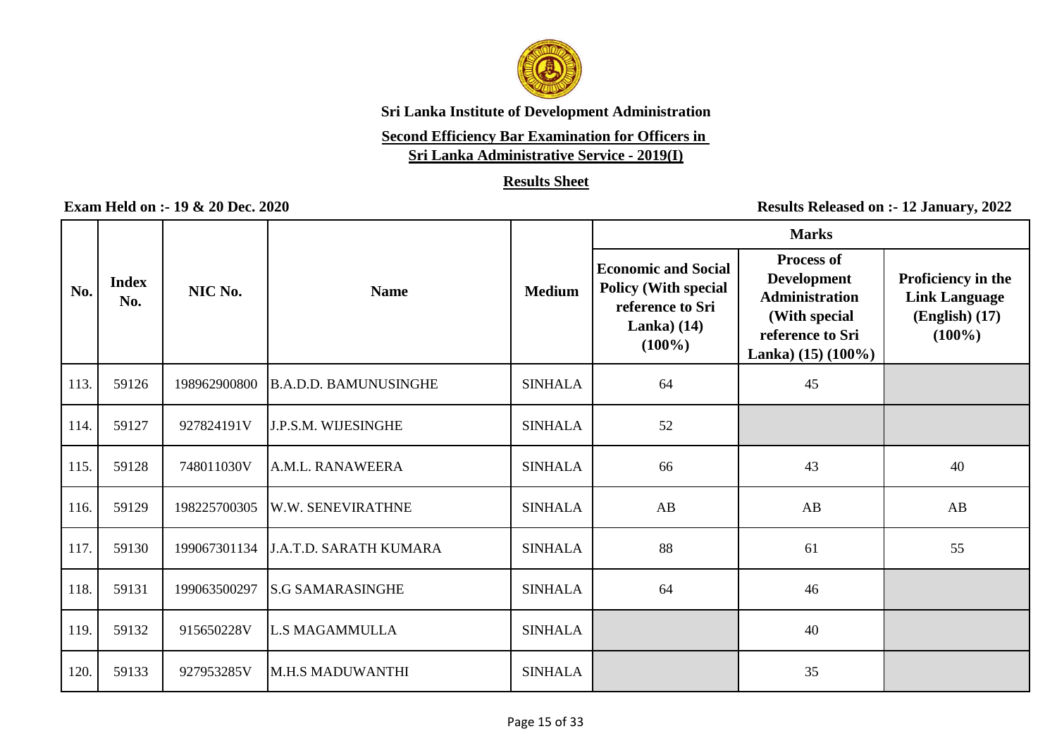**Sri Lanka Institute of Development Administration**

**Second Efficiency Bar Examination for Officers in Sri Lanka Administrative Service - 2019(I)**

**Results Sheet**

**Exam Held on :- 19 & 20 Dec. 2020**

**Results Released on :- 12 January, 2022**

| No. | Index No. | NIC No. | Name | Medium | Marks | | |
|---|---|---|---|---|---|---|---|
| | | | | | Economic and Social Policy (With special reference to Sri Lanka) (14) (100%) | Process of Development Administration (With special reference to Sri Lanka) (15) (100%) | Proficiency in the Link Language (English) (17) (100%) |
| 113. | 59126 | 198962900800 | B.A.D.D. BAMUNUSINGHE | SINHALA | 64 | 45 | |
| 114. | 59127 | 927824191V | J.P.S.M. WIJESINGHE | SINHALA | 52 | | |
| 115. | 59128 | 748011030V | A.M.L. RANAWEERA | SINHALA | 66 | 43 | 40 |
| 116. | 59129 | 198225700305 | W.W. SENEVIRATHNE | SINHALA | AB | AB | AB |
| 117. | 59130 | 199067301134 | J.A.T.D. SARATH KUMARA | SINHALA | 88 | 61 | 55 |
| 118. | 59131 | 199063500297 | S.G SAMARASINGHE | SINHALA | 64 | 46 | |
| 119. | 59132 | 915650228V | L.S MAGAMMULLA | SINHALA | | 40 | |
| 120. | 59133 | 927953285V | M.H.S MADUWANTHI | SINHALA | | 35 | |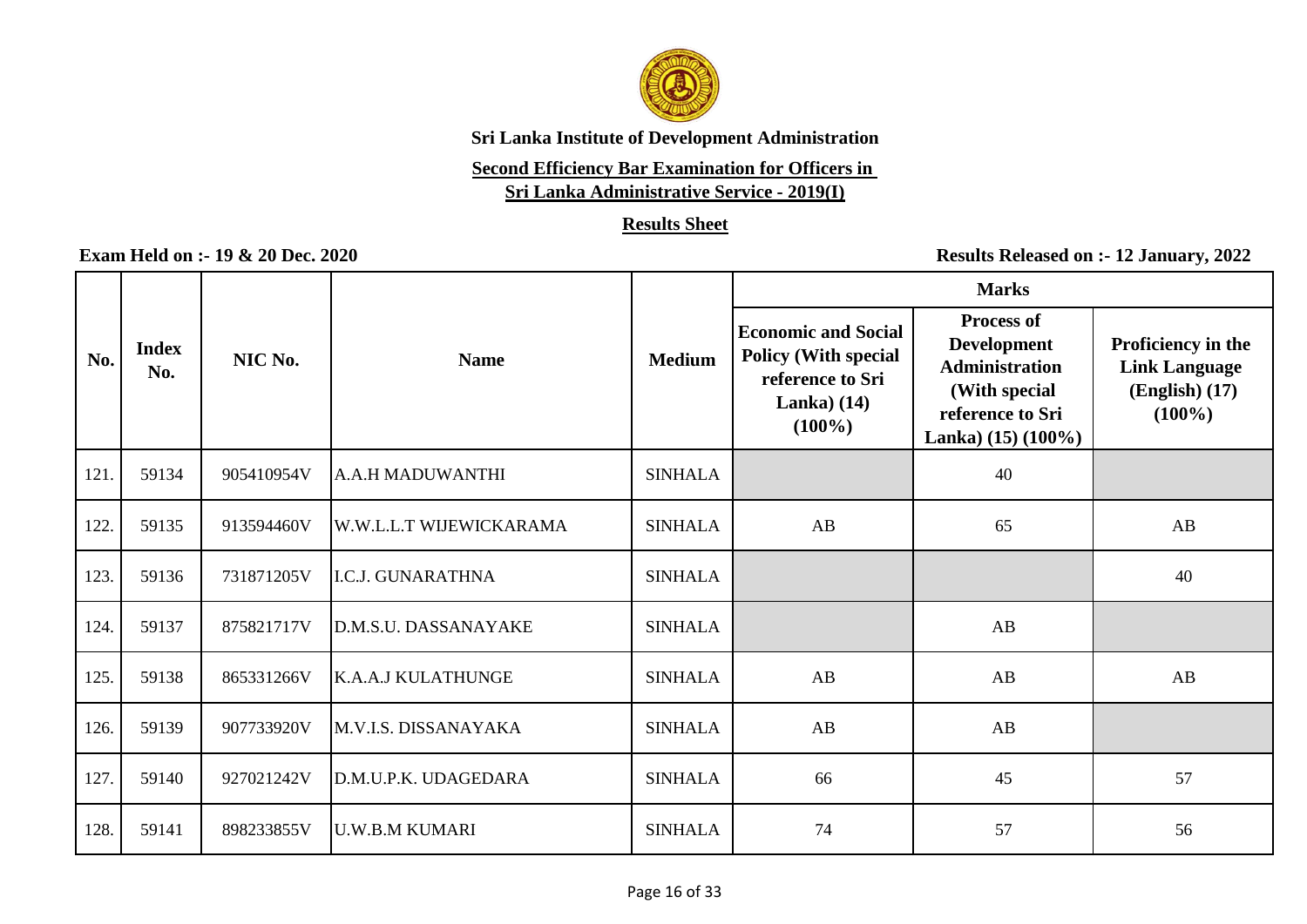**Sri Lanka Institute of Development Administration**

**Second Efficiency Bar Examination for Officers in Sri Lanka Administrative Service - 2019(I)**

**Results Sheet**

**Exam Held on :- 19 & 20 Dec. 2020**

**Results Released on :- 12 January, 2022**

| No. | Index No. | NIC No. | Name | Medium | Marks | | |
|---|---|---|---|---|---|---|---|
| | | | | | Economic and Social Policy (With special reference to Sri Lanka) (14) (100%) | Process of Development Administration (With special reference to Sri Lanka) (15) (100%) | Proficiency in the Link Language (English) (17) (100%) |
| 121. | 59134 | 905410954V | A.A.H MADUWANTHI | SINHALA | | 40 | |
| 122. | 59135 | 913594460V | W.W.L.L.T WIJEWICKARAMA | SINHALA | AB | 65 | AB |
| 123. | 59136 | 731871205V | I.C.J. GUNARATHNA | SINHALA | | | 40 |
| 124. | 59137 | 875821717V | D.M.S.U. DASSANAYAKE | SINHALA | | AB | |
| 125. | 59138 | 865331266V | K.A.A.J KULATHUNGE | SINHALA | AB | AB | AB |
| 126. | 59139 | 907733920V | M.V.I.S. DISSANAYAKA | SINHALA | AB | AB | |
| 127. | 59140 | 927021242V | D.M.U.P.K. UDAGEDARA | SINHALA | 66 | 45 | 57 |
| 128. | 59141 | 898233855V | U.W.B.M KUMARI | SINHALA | 74 | 57 | 56 |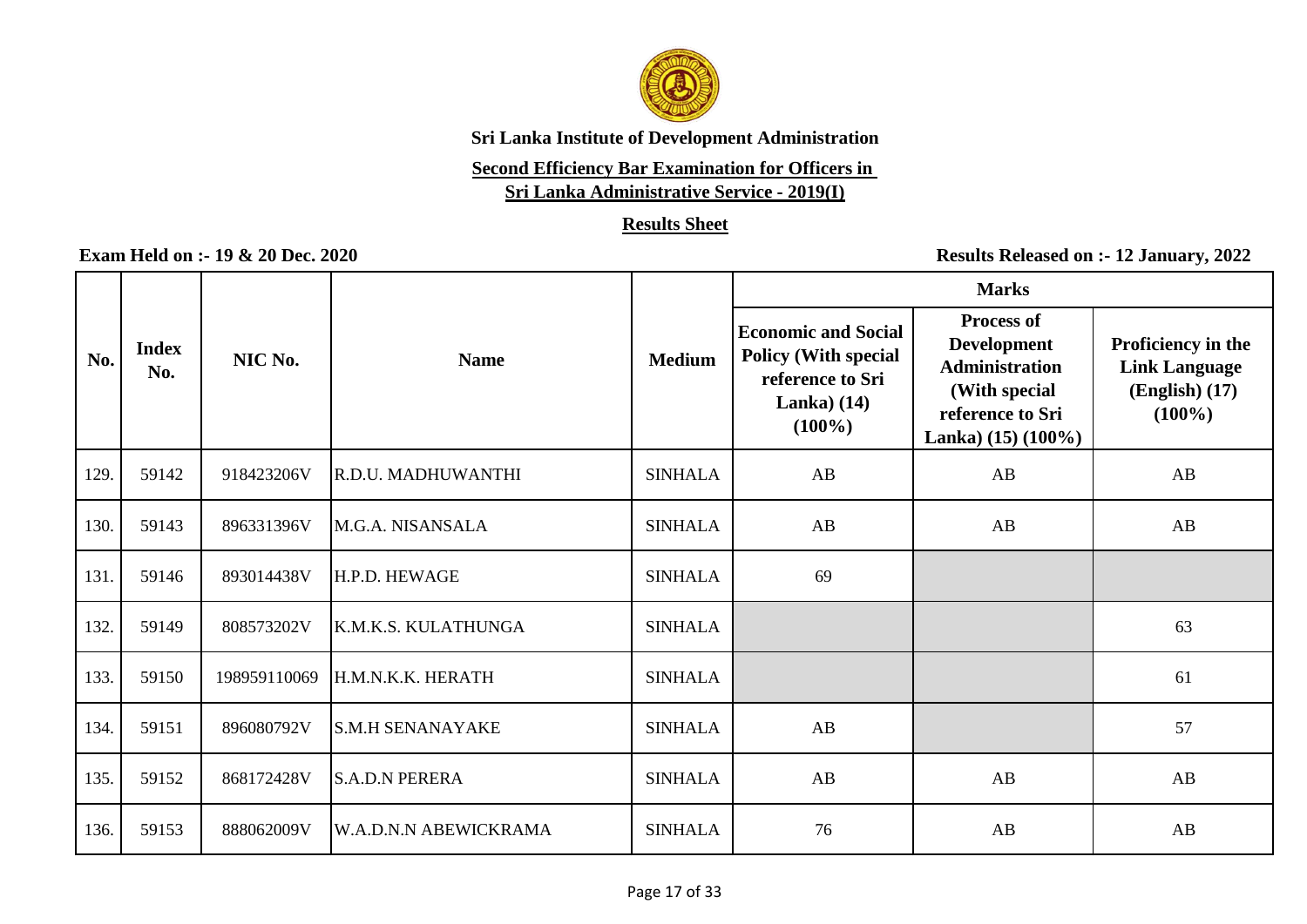**Sri Lanka Institute of Development Administration**

**Second Efficiency Bar Examination for Officers in**
**Sri Lanka Administrative Service - 2019(I)**

**Results Sheet**

**Exam Held on :- 19 & 20 Dec. 2020** **Results Released on :- 12 January, 2022**

| No. | Index No. | NIC No. | Name | Medium | Marks | | |
|---|---|---|---|---|---|---|---|
| | | | | | Economic and Social Policy (With special reference to Sri Lanka) (14) (100%) | Process of Development Administration (With special reference to Sri Lanka) (15) (100%) | Proficiency in the Link Language (English) (17) (100%) |
| 129. | 59142 | 918423206V | R.D.U. MADHUWANTHI | SINHALA | AB | AB | AB |
| 130. | 59143 | 896331396V | M.G.A. NISANSALA | SINHALA | AB | AB | AB |
| 131. | 59146 | 893014438V | H.P.D. HEWAGE | SINHALA | 69 | | |
| 132. | 59149 | 808573202V | K.M.K.S. KULATHUNGA | SINHALA | | | 63 |
| 133. | 59150 | 198959110069 | H.M.N.K.K. HERATH | SINHALA | | | 61 |
| 134. | 59151 | 896080792V | S.M.H SENANAYAKE | SINHALA | AB | | 57 |
| 135. | 59152 | 868172428V | S.A.D.N PERERA | SINHALA | AB | AB | AB |
| 136. | 59153 | 888062009V | W.A.D.N.N ABEWICKRAMA | SINHALA | 76 | AB | AB |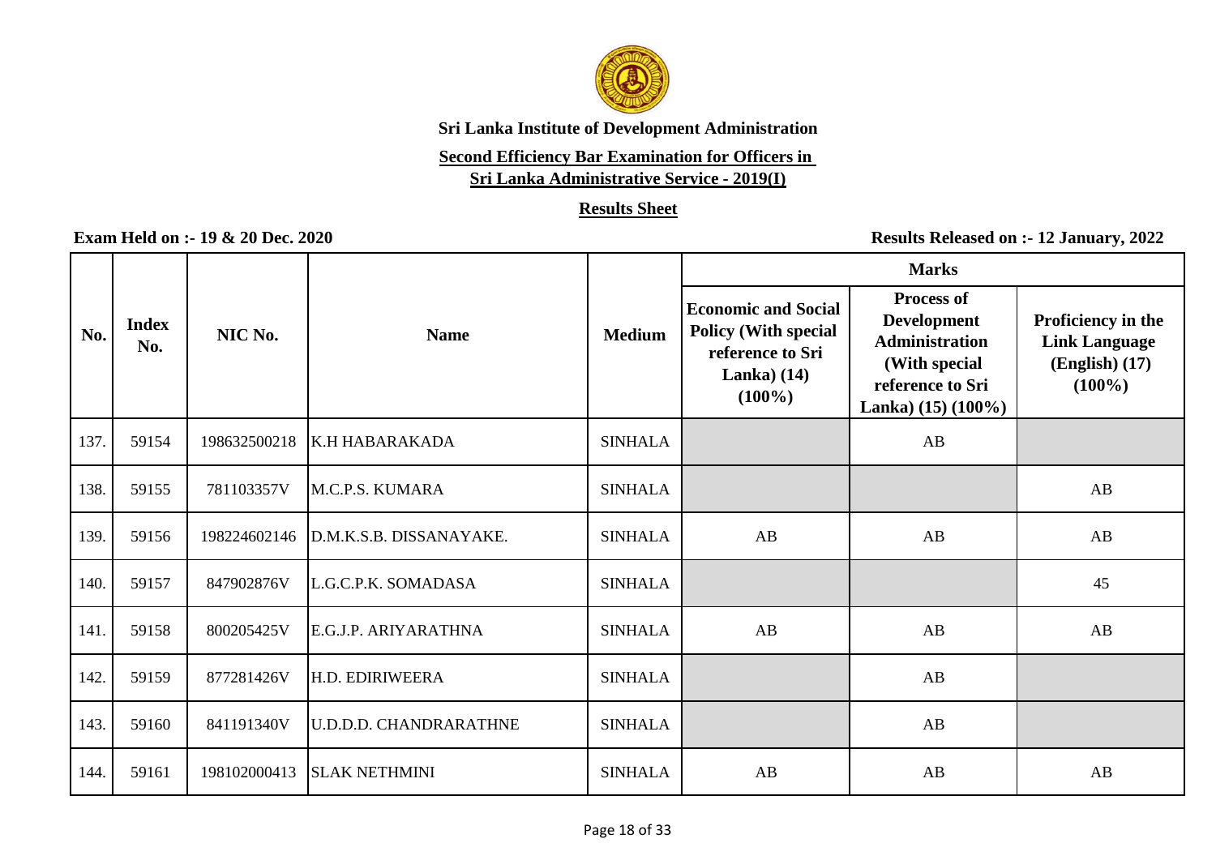**Sri Lanka Institute of Development Administration**

**Second Efficiency Bar Examination for Officers in Sri Lanka Administrative Service - 2019(I)**

**Results Sheet**

**Exam Held on :- 19 & 20 Dec. 2020**

**Results Released on :- 12 January, 2022**

| No. | Index No. | NIC No. | Name | Medium | Marks | | |
|---|---|---|---|---|---|---|---|
| | | | | | Economic and Social Policy (With special reference to Sri Lanka) (14) (100%) | Process of Development Administration (With special reference to Sri Lanka) (15) (100%) | Proficiency in the Link Language (English) (17) (100%) |
| 137. | 59154 | 198632500218 | K.H HABARAKADA | SINHALA | | AB | |
| 138. | 59155 | 781103357V | M.C.P.S. KUMARA | SINHALA | | | AB |
| 139. | 59156 | 198224602146 | D.M.K.S.B. DISSANAYAKE. | SINHALA | AB | AB | AB |
| 140. | 59157 | 847902876V | L.G.C.P.K. SOMADASA | SINHALA | | | 45 |
| 141. | 59158 | 800205425V | E.G.J.P. ARIYARATHNA | SINHALA | AB | AB | AB |
| 142. | 59159 | 877281426V | H.D. EDIRIWEERA | SINHALA | | AB | |
| 143. | 59160 | 841191340V | U.D.D.D. CHANDRARATHNE | SINHALA | | AB | |
| 144. | 59161 | 198102000413 | SLAK NETHMINI | SINHALA | AB | AB | AB |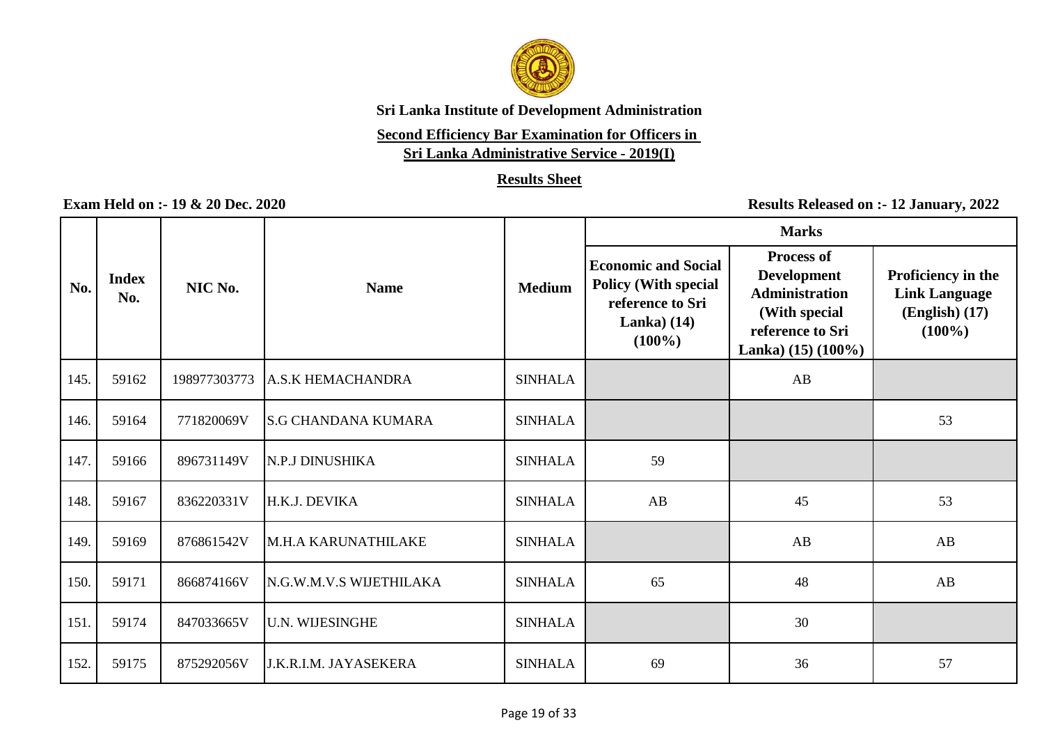**Sri Lanka Institute of Development Administration**

**Second Efficiency Bar Examination for Officers in Sri Lanka Administrative Service - 2019(I)**

**Results Sheet**

**Exam Held on :- 19 & 20 Dec. 2020** | **Results Released on :- 12 January, 2022**

| No. | Index No. | NIC No. | Name | Medium | Marks | | |
|---|---|---|---|---|---|---|---|
| | | | | | Economic and Social Policy (With special reference to Sri Lanka) (14) (100%) | Process of Development Administration (With special reference to Sri Lanka) (15) (100%) | Proficiency in the Link Language (English) (17) (100%) |
| 145. | 59162 | 198977303773 | A.S.K HEMACHANDRA | SINHALA | | AB | |
| 146. | 59164 | 771820069V | S.G CHANDANA KUMARA | SINHALA | | | 53 |
| 147. | 59166 | 896731149V | N.P.J DINUSHIKA | SINHALA | 59 | | |
| 148. | 59167 | 836220331V | H.K.J. DEVIKA | SINHALA | AB | 45 | 53 |
| 149. | 59169 | 876861542V | M.H.A KARUNATHILAKE | SINHALA | | AB | AB |
| 150. | 59171 | 866874166V | N.G.W.M.V.S WIJETHILAKA | SINHALA | 65 | 48 | AB |
| 151. | 59174 | 847033665V | U.N. WIJESINGHE | SINHALA | | 30 | |
| 152. | 59175 | 875292056V | J.K.R.I.M. JAYASEKERA | SINHALA | 69 | 36 | 57 |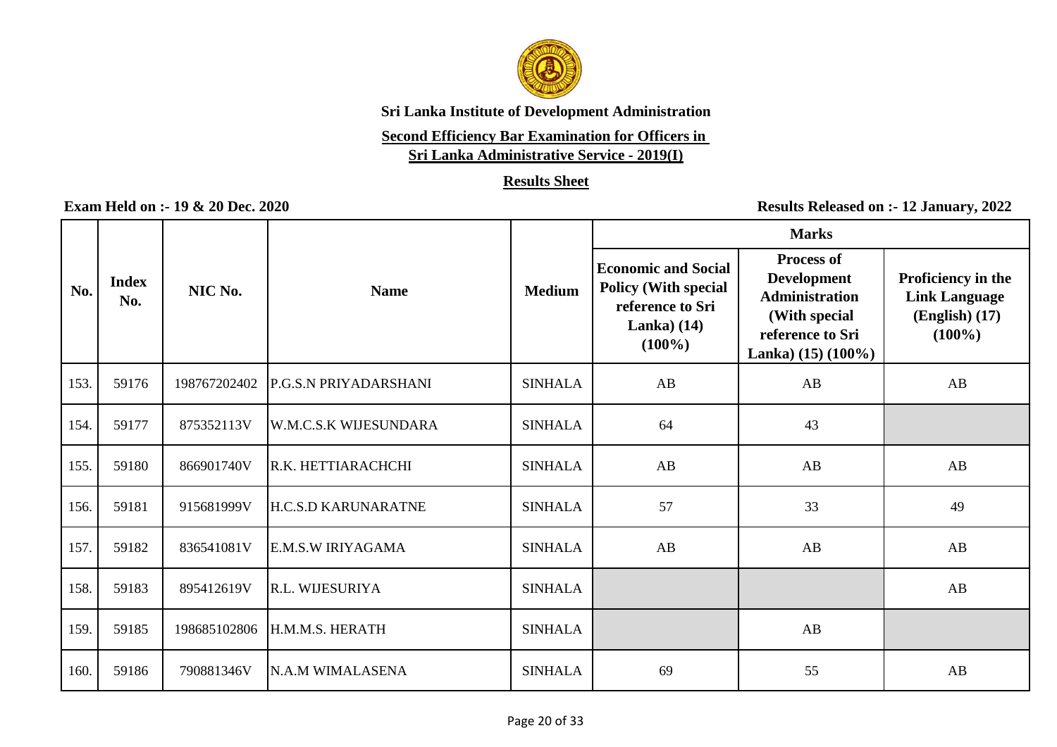**Sri Lanka Institute of Development Administration**

**Second Efficiency Bar Examination for Officers in Sri Lanka Administrative Service - 2019(I)**

**Results Sheet**

**Exam Held on :- 19 & 20 Dec. 2020**

**Results Released on :- 12 January, 2022**

| No. | Index No. | NIC No. | Name | Medium | Marks | | |
|---|---|---|---|---|---|---|---|
| | | | | | Economic and Social Policy (With special reference to Sri Lanka) (14) (100%) | Process of Development Administration (With special reference to Sri Lanka) (15) (100%) | Proficiency in the Link Language (English) (17) (100%) |
| 153. | 59176 | 198767202402 | P.G.S.N PRIYADARSHANI | SINHALA | AB | AB | AB |
| 154. | 59177 | 875352113V | W.M.C.S.K WIJESUNDARA | SINHALA | 64 | 43 | |
| 155. | 59180 | 866901740V | R.K. HETTIARACHCHI | SINHALA | AB | AB | AB |
| 156. | 59181 | 915681999V | H.C.S.D KARUNARATNE | SINHALA | 57 | 33 | 49 |
| 157. | 59182 | 836541081V | E.M.S.W IRIYAGAMA | SINHALA | AB | AB | AB |
| 158. | 59183 | 895412619V | R.L. WIJESURIYA | SINHALA | | | AB |
| 159. | 59185 | 198685102806 | H.M.M.S. HERATH | SINHALA | | AB | |
| 160. | 59186 | 790881346V | N.A.M WIMALASENA | SINHALA | 69 | 55 | AB |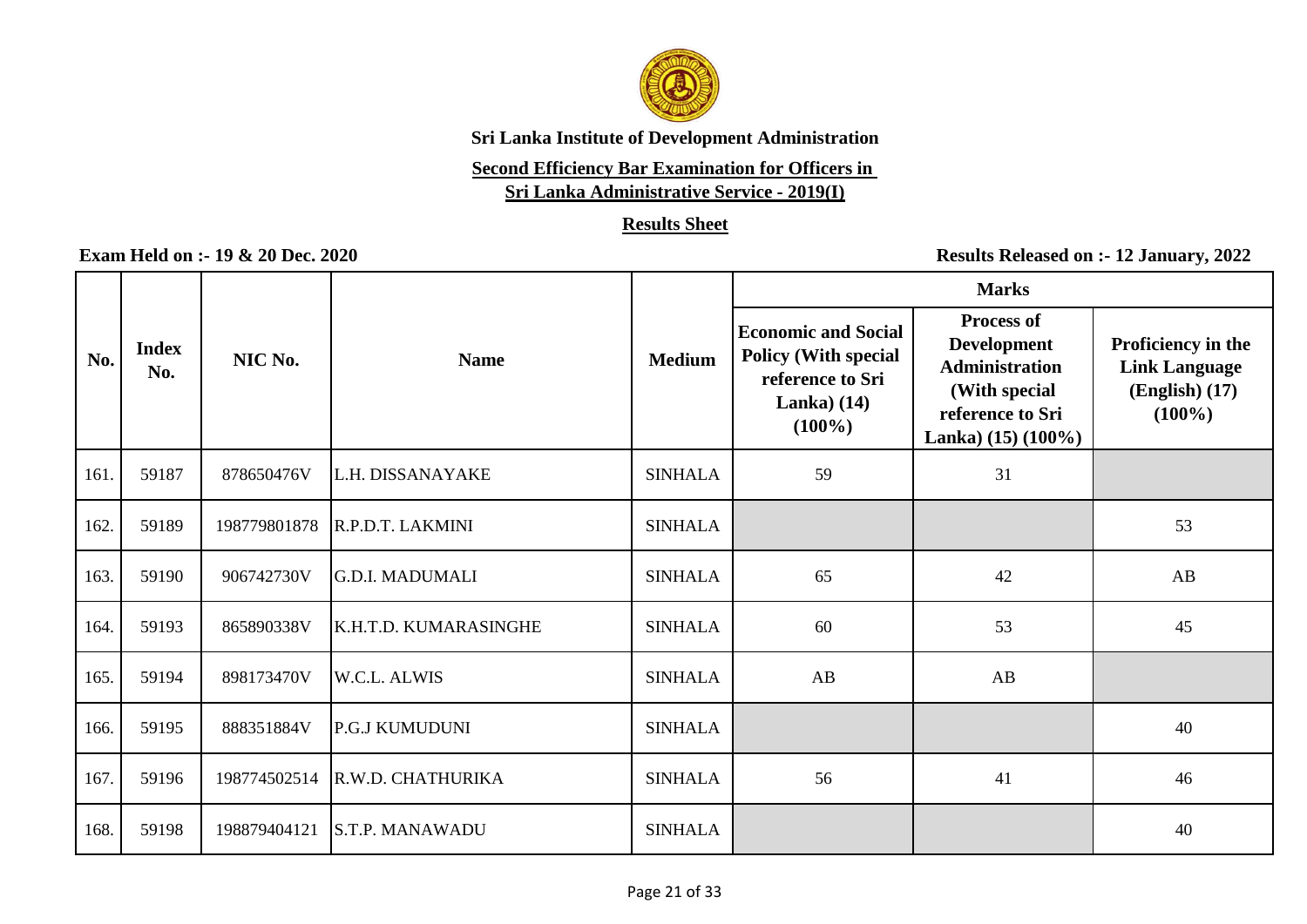**Sri Lanka Institute of Development Administration**

**Second Efficiency Bar Examination for Officers in Sri Lanka Administrative Service - 2019(I)**

**Results Sheet**

**Exam Held on :- 19 & 20 Dec. 2020**

**Results Released on :- 12 January, 2022**

| No. | Index No. | NIC No. | Name | Medium | Marks | | |
|---|---|---|---|---|---|---|---|
| | | | | | Economic and Social Policy (With special reference to Sri Lanka) (14) (100%) | Process of Development Administration (With special reference to Sri Lanka) (15) (100%) | Proficiency in the Link Language (English) (17) (100%) |
| 161. | 59187 | 878650476V | L.H. DISSANAYAKE | SINHALA | 59 | 31 | |
| 162. | 59189 | 198779801878 | R.P.D.T. LAKMINI | SINHALA | | | 53 |
| 163. | 59190 | 906742730V | G.D.I. MADUMALI | SINHALA | 65 | 42 | AB |
| 164. | 59193 | 865890338V | K.H.T.D. KUMARASINGHE | SINHALA | 60 | 53 | 45 |
| 165. | 59194 | 898173470V | W.C.L. ALWIS | SINHALA | AB | AB | |
| 166. | 59195 | 888351884V | P.G.J KUMUDUNI | SINHALA | | | 40 |
| 167. | 59196 | 198774502514 | R.W.D. CHATHURIKA | SINHALA | 56 | 41 | 46 |
| 168. | 59198 | 198879404121 | S.T.P. MANAWADU | SINHALA | | | 40 |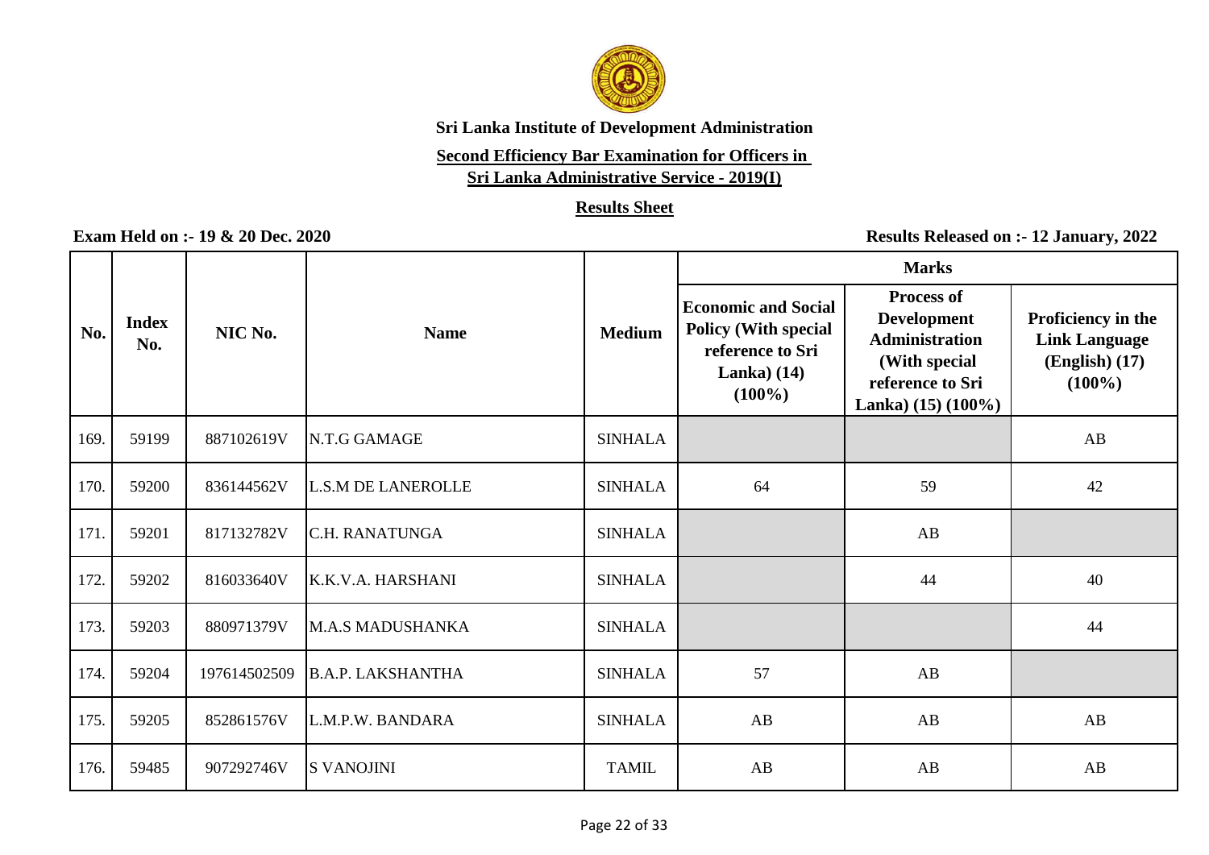**Sri Lanka Institute of Development Administration**

**Second Efficiency Bar Examination for Officers in**
**Sri Lanka Administrative Service - 2019(I)**

**Results Sheet**

**Exam Held on :- 19 & 20 Dec. 2020**

**Results Released on :- 12 January, 2022**

| No. | Index No. | NIC No. | Name | Medium | Marks | | |
|---|---|---|---|---|---|---|---|
| | | | | | Economic and Social Policy (With special reference to Sri Lanka) (14) (100%) | Process of Development Administration (With special reference to Sri Lanka) (15) (100%) | Proficiency in the Link Language (English) (17) (100%) |
| 169. | 59199 | 887102619V | N.T.G GAMAGE | SINHALA | | | AB |
| 170. | 59200 | 836144562V | L.S.M DE LANEROLLE | SINHALA | 64 | 59 | 42 |
| 171. | 59201 | 817132782V | C.H. RANATUNGA | SINHALA | | AB | |
| 172. | 59202 | 816033640V | K.K.V.A. HARSHANI | SINHALA | | 44 | 40 |
| 173. | 59203 | 880971379V | M.A.S MADUSHANKA | SINHALA | | | 44 |
| 174. | 59204 | 197614502509 | B.A.P. LAKSHANTHA | SINHALA | 57 | AB | |
| 175. | 59205 | 852861576V | L.M.P.W. BANDARA | SINHALA | AB | AB | AB |
| 176. | 59485 | 907292746V | S VANOJINI | TAMIL | AB | AB | AB |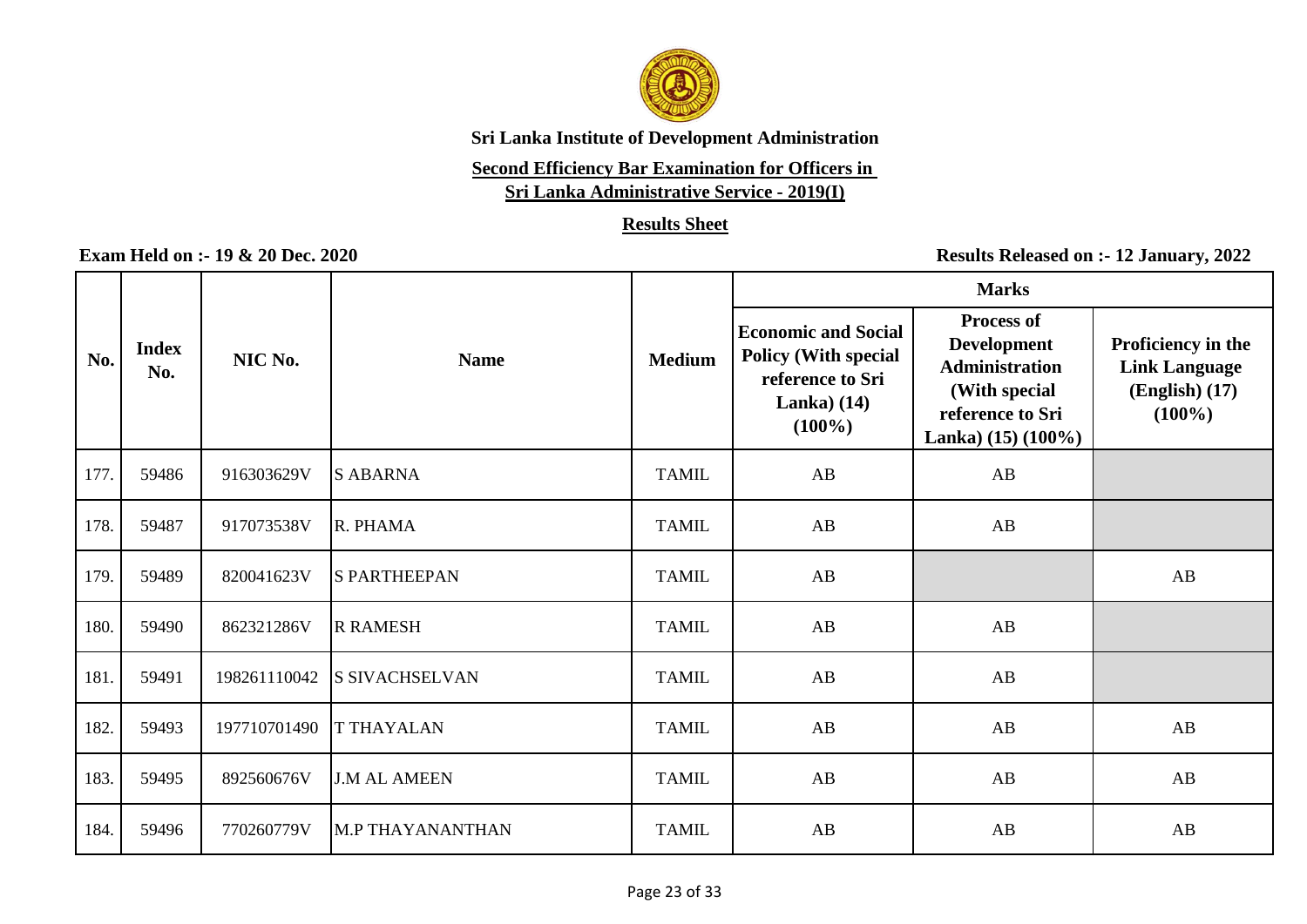# Sri Lanka Institute of Development Administration

## Second Efficiency Bar Examination for Officers in Sri Lanka Administrative Service - 2019(I)

### Results Sheet

**Exam Held on :- 19 & 20 Dec. 2020**

**Results Released on :- 12 January, 2022**

| No. | Index No. | NIC No. | Name | Medium | Marks | | |
|---|---|---|---|---|---|---|---|
| | | | | | Economic and Social Policy (With special reference to Sri Lanka) (14) (100%) | Process of Development Administration (With special reference to Sri Lanka) (15) (100%) | Proficiency in the Link Language (English) (17) (100%) |
| 177. | 59486 | 916303629V | S ABARNA | TAMIL | AB | AB | |
| 178. | 59487 | 917073538V | R. PHAMA | TAMIL | AB | AB | |
| 179. | 59489 | 820041623V | S PARTHEEPAN | TAMIL | AB | | AB |
| 180. | 59490 | 862321286V | R RAMESH | TAMIL | AB | AB | |
| 181. | 59491 | 198261110042 | S SIVACHSELVAN | TAMIL | AB | AB | |
| 182. | 59493 | 197710701490 | T THAYALAN | TAMIL | AB | AB | AB |
| 183. | 59495 | 892560676V | J.M AL AMEEN | TAMIL | AB | AB | AB |
| 184. | 59496 | 770260779V | M.P THAYANANTHAN | TAMIL | AB | AB | AB |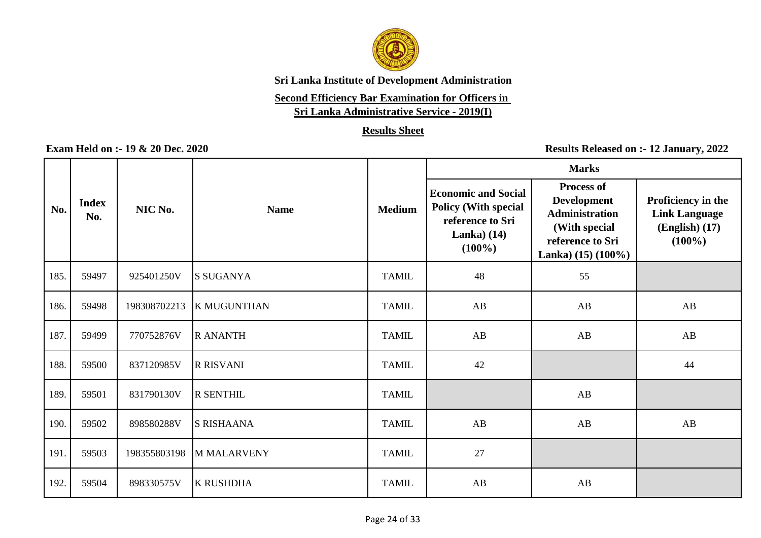**Sri Lanka Institute of Development Administration**

**Second Efficiency Bar Examination for Officers in Sri Lanka Administrative Service - 2019(I)**

**Results Sheet**

**Exam Held on :- 19 & 20 Dec. 2020**

**Results Released on :- 12 January, 2022**

| No. | Index No. | NIC No. | Name | Medium | Marks | | |
|---|---|---|---|---|---|---|---|
| | | | | | Economic and Social Policy (With special reference to Sri Lanka) (14) (100%) | Process of Development Administration (With special reference to Sri Lanka) (15) (100%) | Proficiency in the Link Language (English) (17) (100%) |
| 185. | 59497 | 925401250V | S SUGANYA | TAMIL | 48 | 55 | |
| 186. | 59498 | 198308702213 | K MUGUNTHAN | TAMIL | AB | AB | AB |
| 187. | 59499 | 770752876V | R ANANTH | TAMIL | AB | AB | AB |
| 188. | 59500 | 837120985V | R RISVANI | TAMIL | 42 | | 44 |
| 189. | 59501 | 831790130V | R SENTHIL | TAMIL | | AB | |
| 190. | 59502 | 898580288V | S RISHAANA | TAMIL | AB | AB | AB |
| 191. | 59503 | 198355803198 | M MALARVENY | TAMIL | 27 | | |
| 192. | 59504 | 898330575V | K RUSHDHA | TAMIL | AB | AB | |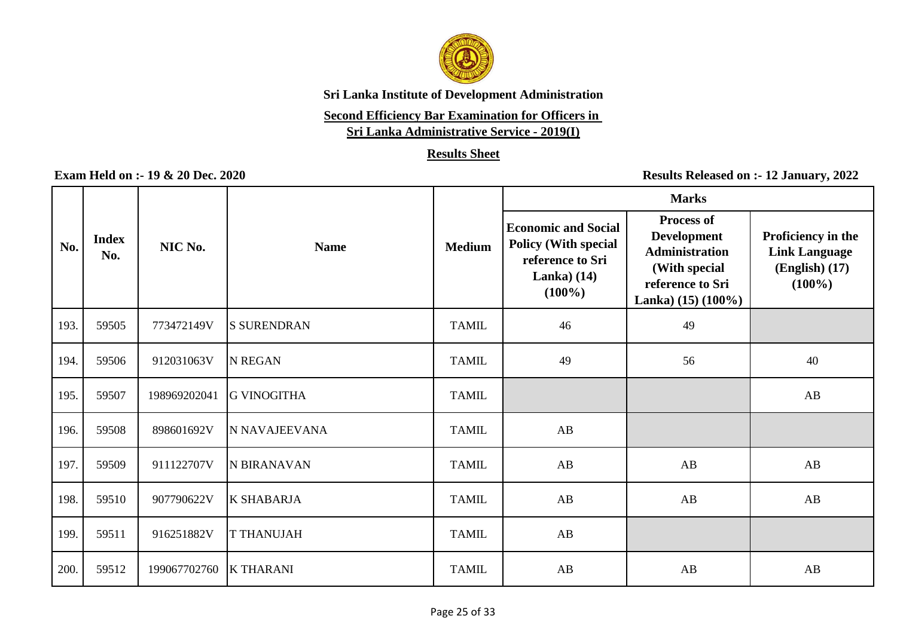**Sri Lanka Institute of Development Administration**

**Second Efficiency Bar Examination for Officers in Sri Lanka Administrative Service - 2019(I)**

**Results Sheet**

**Exam Held on :- 19 & 20 Dec. 2020**

**Results Released on :- 12 January, 2022**

| No. | Index No. | NIC No. | Name | Medium | Marks | | |
|---|---|---|---|---|---|---|---|
| | | | | | Economic and Social Policy (With special reference to Sri Lanka) (14) (100%) | Process of Development Administration (With special reference to Sri Lanka) (15) (100%) | Proficiency in the Link Language (English) (17) (100%) |
| 193. | 59505 | 773472149V | S SURENDRAN | TAMIL | 46 | 49 | |
| 194. | 59506 | 912031063V | N REGAN | TAMIL | 49 | 56 | 40 |
| 195. | 59507 | 198969202041 | G VINOGITHA | TAMIL | | | AB |
| 196. | 59508 | 898601692V | N NAVAJEEVANA | TAMIL | AB | | |
| 197. | 59509 | 911122707V | N BIRANAVAN | TAMIL | AB | AB | AB |
| 198. | 59510 | 907790622V | K SHABARJA | TAMIL | AB | AB | AB |
| 199. | 59511 | 916251882V | T THANUJAH | TAMIL | AB | | |
| 200. | 59512 | 199067702760 | K THARANI | TAMIL | AB | AB | AB |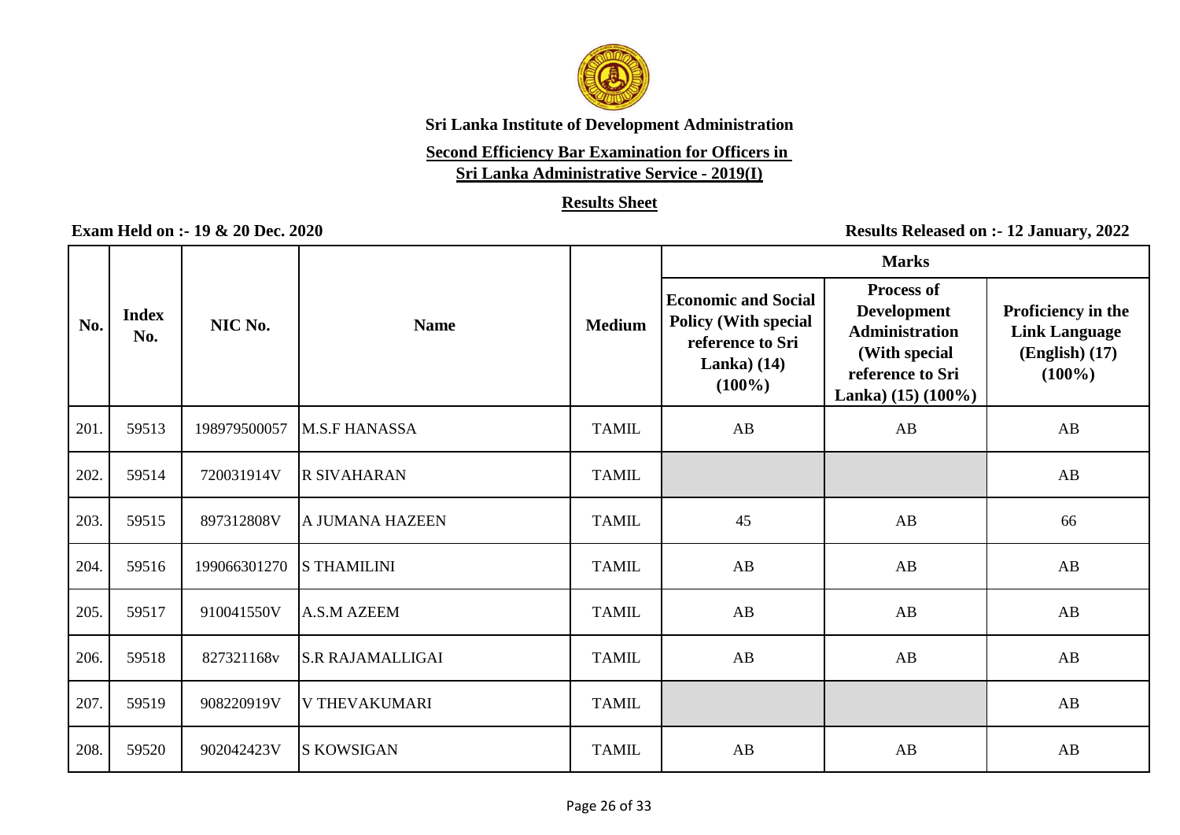**Sri Lanka Institute of Development Administration**

**Second Efficiency Bar Examination for Officers in Sri Lanka Administrative Service - 2019(I)**

**Results Sheet**

**Exam Held on :- 19 & 20 Dec. 2020**

**Results Released on :- 12 January, 2022**

| No. | Index No. | NIC No. | Name | Medium | Marks | | |
|---|---|---|---|---|---|---|---|
| | | | | | Economic and Social Policy (With special reference to Sri Lanka) (14) (100%) | Process of Development Administration (With special reference to Sri Lanka) (15) (100%) | Proficiency in the Link Language (English) (17) (100%) |
| 201. | 59513 | 198979500057 | M.S.F HANASSA | TAMIL | AB | AB | AB |
| 202. | 59514 | 720031914V | R SIVAHARAN | TAMIL | | | AB |
| 203. | 59515 | 897312808V | A JUMANA HAZEEN | TAMIL | 45 | AB | 66 |
| 204. | 59516 | 199066301270 | S THAMILINI | TAMIL | AB | AB | AB |
| 205. | 59517 | 910041550V | A.S.M AZEEM | TAMIL | AB | AB | AB |
| 206. | 59518 | 827321168v | S.R RAJAMALLIGAI | TAMIL | AB | AB | AB |
| 207. | 59519 | 908220919V | V THEVAKUMARI | TAMIL | | | AB |
| 208. | 59520 | 902042423V | S KOWSIGAN | TAMIL | AB | AB | AB |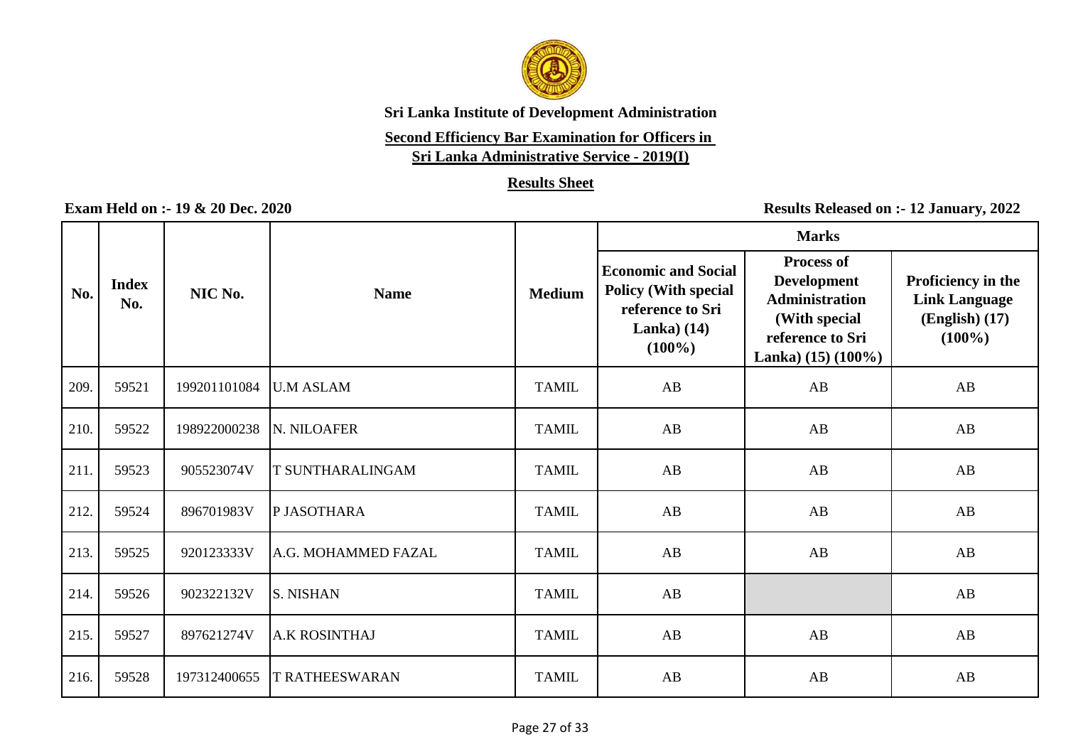**Sri Lanka Institute of Development Administration**

**Second Efficiency Bar Examination for Officers in Sri Lanka Administrative Service - 2019(I)**

**Results Sheet**

**Exam Held on :- 19 & 20 Dec. 2020**

**Results Released on :- 12 January, 2022**

| No. | Index No. | NIC No. | Name | Medium | Marks | | |
|---|---|---|---|---|---|---|---|
| | | | | | Economic and Social Policy (With special reference to Sri Lanka) (14) (100%) | Process of Development Administration (With special reference to Sri Lanka) (15) (100%) | Proficiency in the Link Language (English) (17) (100%) |
| 209. | 59521 | 199201101084 | U.M ASLAM | TAMIL | AB | AB | AB |
| 210. | 59522 | 198922000238 | N. NILOAFER | TAMIL | AB | AB | AB |
| 211. | 59523 | 905523074V | T SUNTHARALINGAM | TAMIL | AB | AB | AB |
| 212. | 59524 | 896701983V | P JASOTHARA | TAMIL | AB | AB | AB |
| 213. | 59525 | 920123333V | A.G. MOHAMMED FAZAL | TAMIL | AB | AB | AB |
| 214. | 59526 | 902322132V | S. NISHAN | TAMIL | AB | | AB |
| 215. | 59527 | 897621274V | A.K ROSINTHAJ | TAMIL | AB | AB | AB |
| 216. | 59528 | 197312400655 | T RATHEESWARAN | TAMIL | AB | AB | AB |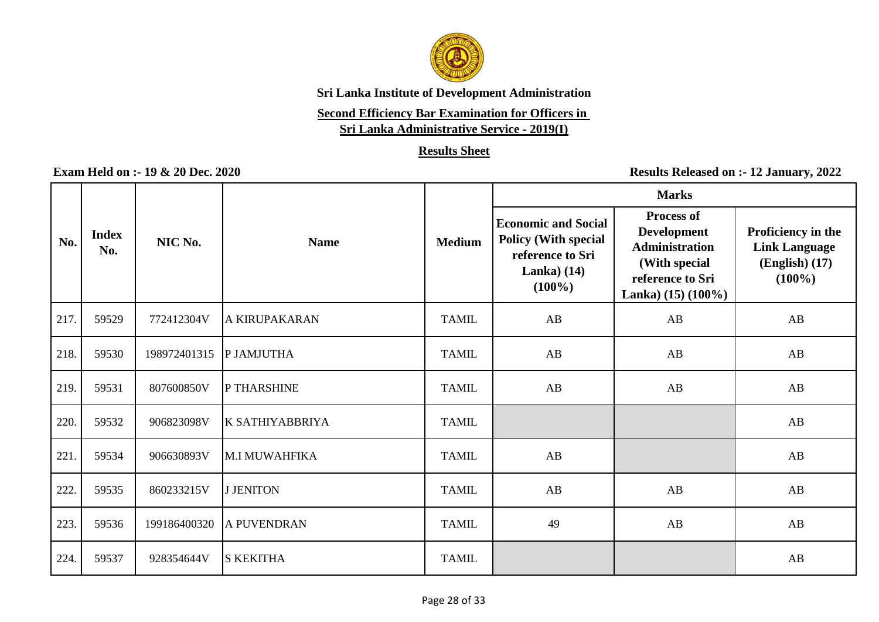**Sri Lanka Institute of Development Administration**

**Second Efficiency Bar Examination for Officers in Sri Lanka Administrative Service - 2019(I)**

**Results Sheet**

**Exam Held on :- 19 & 20 Dec. 2020**

**Results Released on :- 12 January, 2022**

| No. | Index No. | NIC No. | Name | Medium | Marks | | |
|---|---|---|---|---|---|---|---|
| | | | | | Economic and Social Policy (With special reference to Sri Lanka) (14) (100%) | Process of Development Administration (With special reference to Sri Lanka) (15) (100%) | Proficiency in the Link Language (English) (17) (100%) |
| 217. | 59529 | 772412304V | A KIRUPAKARAN | TAMIL | AB | AB | AB |
| 218. | 59530 | 198972401315 | P JAMJUTHA | TAMIL | AB | AB | AB |
| 219. | 59531 | 807600850V | P THARSHINE | TAMIL | AB | AB | AB |
| 220. | 59532 | 906823098V | K SATHIYABBRIYA | TAMIL | | | AB |
| 221. | 59534 | 906630893V | M.I MUWAHFIKA | TAMIL | AB | | AB |
| 222. | 59535 | 860233215V | J JENITON | TAMIL | AB | AB | AB |
| 223. | 59536 | 199186400320 | A PUVENDRAN | TAMIL | 49 | AB | AB |
| 224. | 59537 | 928354644V | S KEKITHA | TAMIL | | | AB |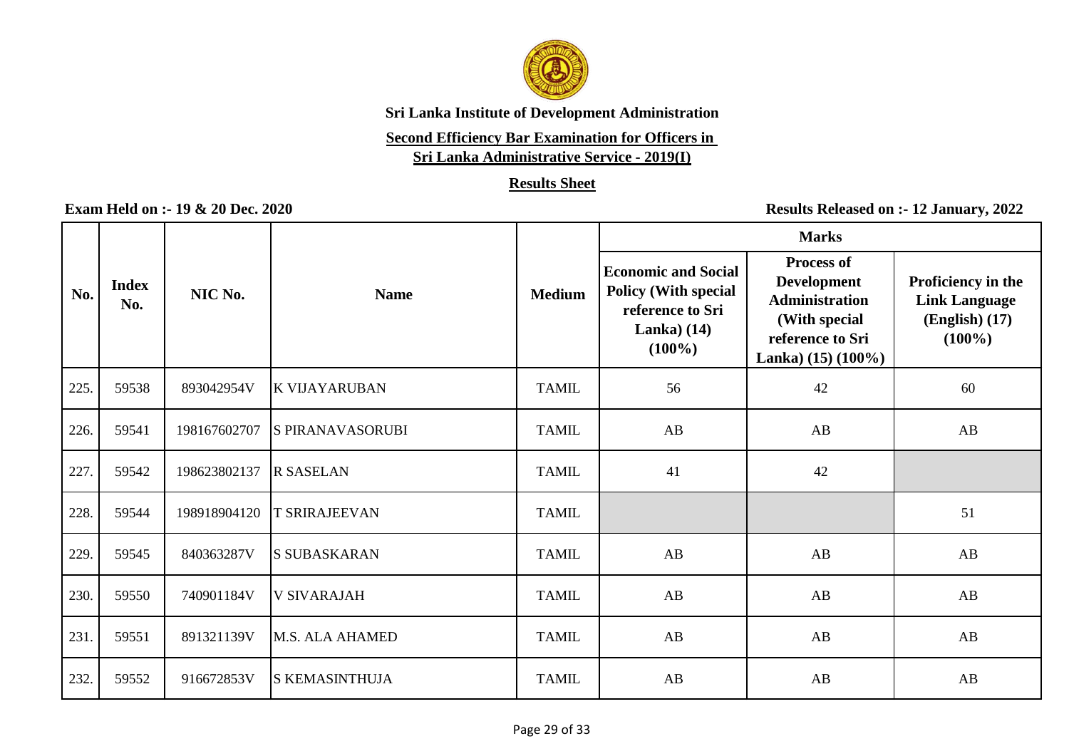**Sri Lanka Institute of Development Administration**

**Second Efficiency Bar Examination for Officers in Sri Lanka Administrative Service - 2019(I)**

**Results Sheet**

**Exam Held on :- 19 & 20 Dec. 2020**

**Results Released on :- 12 January, 2022**

| No. | Index No. | NIC No. | Name | Medium | Marks | | |
|---|---|---|---|---|---|---|---|
| | | | | | Economic and Social Policy (With special reference to Sri Lanka) (14) (100%) | Process of Development Administration (With special reference to Sri Lanka) (15) (100%) | Proficiency in the Link Language (English) (17) (100%) |
| 225. | 59538 | 893042954V | K VIJAYARUBAN | TAMIL | 56 | 42 | 60 |
| 226. | 59541 | 198167602707 | S PIRANAVASORUBI | TAMIL | AB | AB | AB |
| 227. | 59542 | 198623802137 | R SASELAN | TAMIL | 41 | 42 | |
| 228. | 59544 | 198918904120 | T SRIRAJEEVAN | TAMIL | | | 51 |
| 229. | 59545 | 840363287V | S SUBASKARAN | TAMIL | AB | AB | AB |
| 230. | 59550 | 740901184V | V SIVARAJAH | TAMIL | AB | AB | AB |
| 231. | 59551 | 891321139V | M.S. ALA AHAMED | TAMIL | AB | AB | AB |
| 232. | 59552 | 916672853V | S KEMASINTHUJA | TAMIL | AB | AB | AB |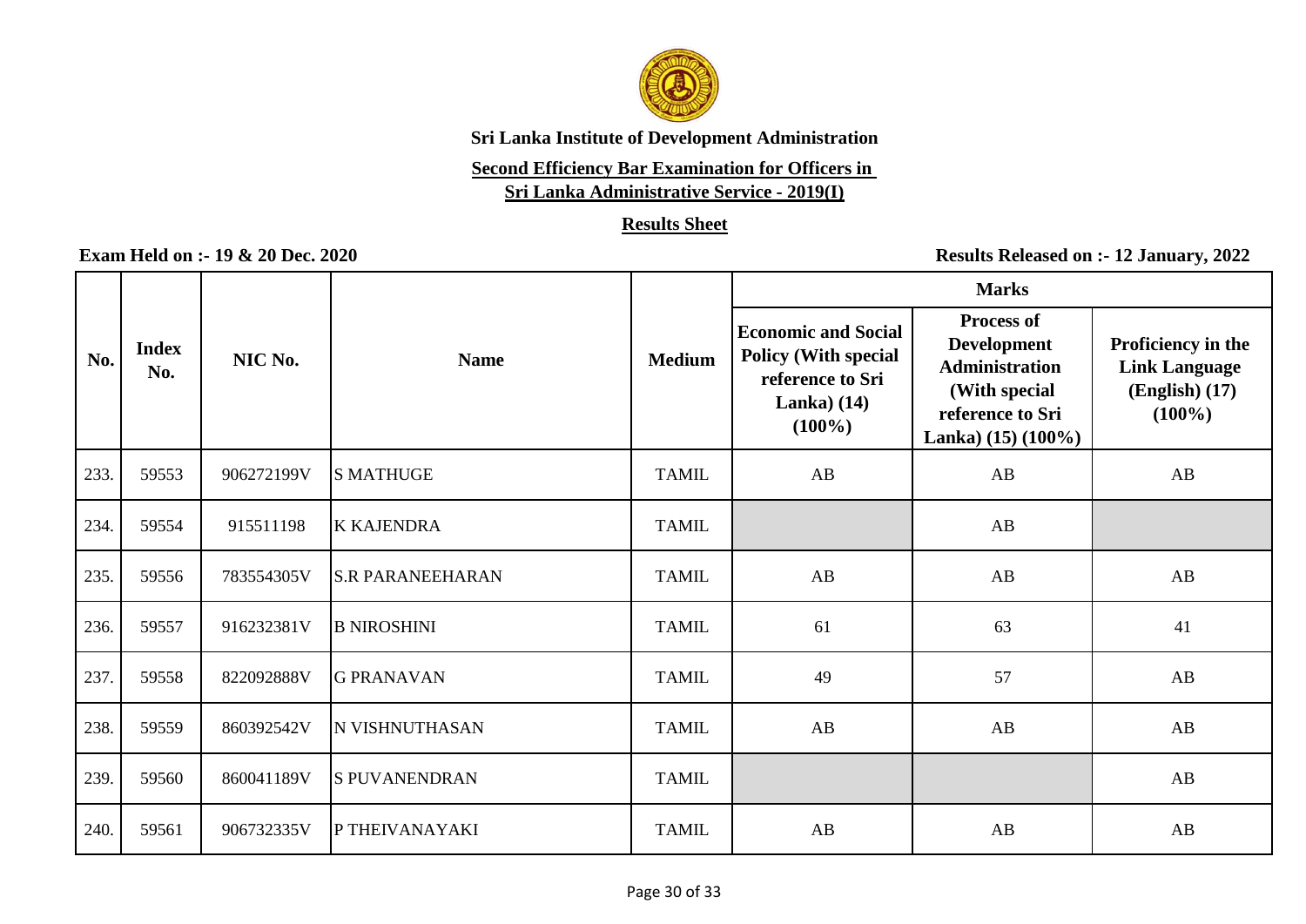**Sri Lanka Institute of Development Administration**

**Second Efficiency Bar Examination for Officers in Sri Lanka Administrative Service - 2019(I)**

**Results Sheet**

**Exam Held on :- 19 & 20 Dec. 2020**

**Results Released on :- 12 January, 2022**

| No. | Index No. | NIC No. | Name | Medium | Marks | | |
|---|---|---|---|---|---|---|---|
| | | | | | Economic and Social Policy (With special reference to Sri Lanka) (14) (100%) | Process of Development Administration (With special reference to Sri Lanka) (15) (100%) | Proficiency in the Link Language (English) (17) (100%) |
| 233. | 59553 | 906272199V | S MATHUGE | TAMIL | AB | AB | AB |
| 234. | 59554 | 915511198 | K KAJENDRA | TAMIL | | AB | |
| 235. | 59556 | 783554305V | S.R PARANEEHARAN | TAMIL | AB | AB | AB |
| 236. | 59557 | 916232381V | B NIROSHINI | TAMIL | 61 | 63 | 41 |
| 237. | 59558 | 822092888V | G PRANAVAN | TAMIL | 49 | 57 | AB |
| 238. | 59559 | 860392542V | N VISHNUTHASAN | TAMIL | AB | AB | AB |
| 239. | 59560 | 860041189V | S PUVANENDRAN | TAMIL | | | AB |
| 240. | 59561 | 906732335V | P THEIVANAYAKI | TAMIL | AB | AB | AB |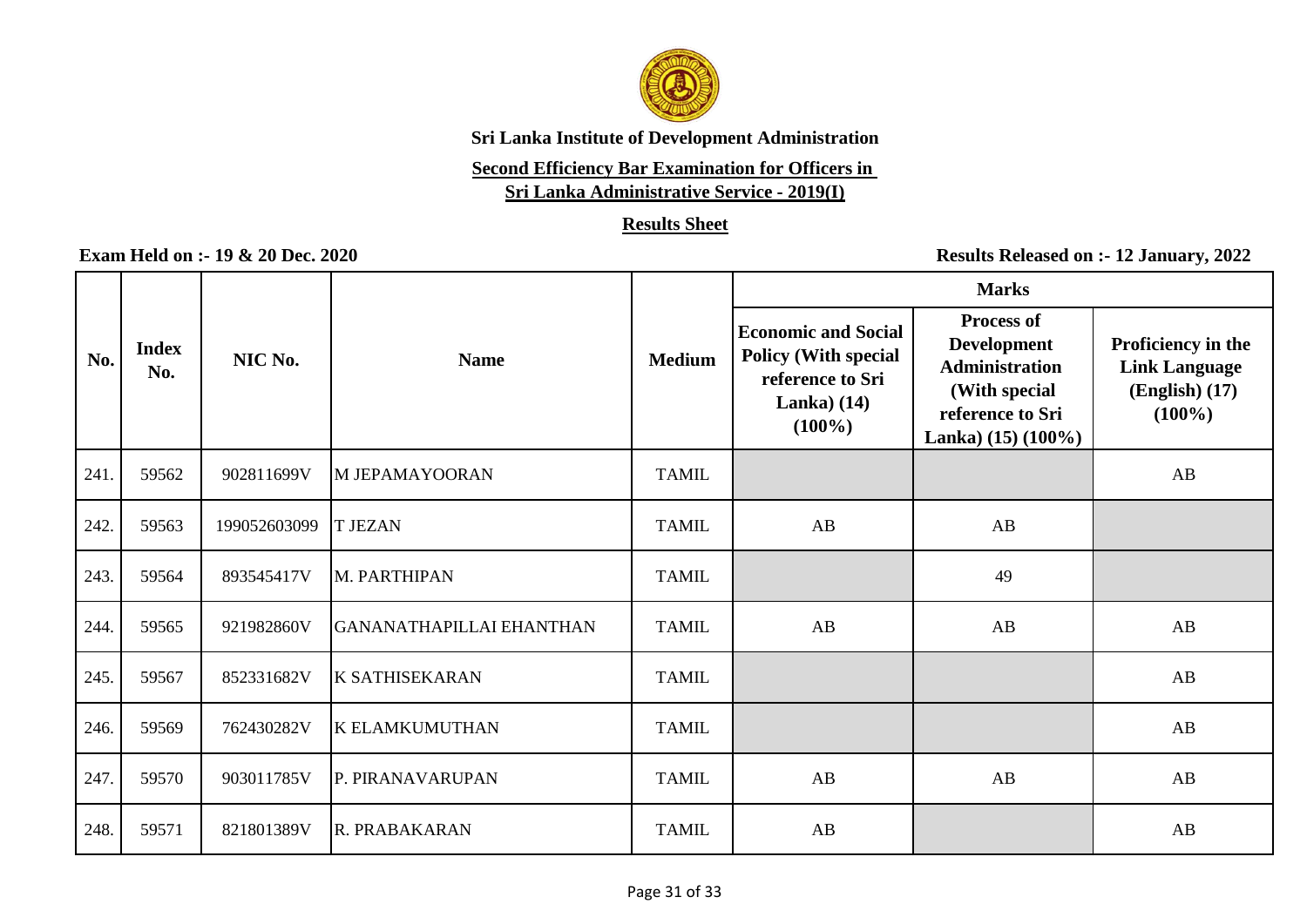**Sri Lanka Institute of Development Administration**

**Second Efficiency Bar Examination for Officers in Sri Lanka Administrative Service - 2019(I)**

**Results Sheet**

**Exam Held on :- 19 & 20 Dec. 2020**

**Results Released on :- 12 January, 2022**

| No. | Index No. | NIC No. | Name | Medium | Marks | | |
|---|---|---|---|---|---|---|---|
| | | | | | Economic and Social Policy (With special reference to Sri Lanka) (14) (100%) | Process of Development Administration (With special reference to Sri Lanka) (15) (100%) | Proficiency in the Link Language (English) (17) (100%) |
| 241. | 59562 | 902811699V | M JEPAMAYOORAN | TAMIL | | | AB |
| 242. | 59563 | 199052603099 | T JEZAN | TAMIL | AB | AB | |
| 243. | 59564 | 893545417V | M. PARTHIPAN | TAMIL | | 49 | |
| 244. | 59565 | 921982860V | GANANATHAPILLAI EHANTHAN | TAMIL | AB | AB | AB |
| 245. | 59567 | 852331682V | K SATHISEKARAN | TAMIL | | | AB |
| 246. | 59569 | 762430282V | K ELAMKUMUTHAN | TAMIL | | | AB |
| 247. | 59570 | 903011785V | P. PIRANAVARUPAN | TAMIL | AB | AB | AB |
| 248. | 59571 | 821801389V | R. PRABAKARAN | TAMIL | AB | | AB |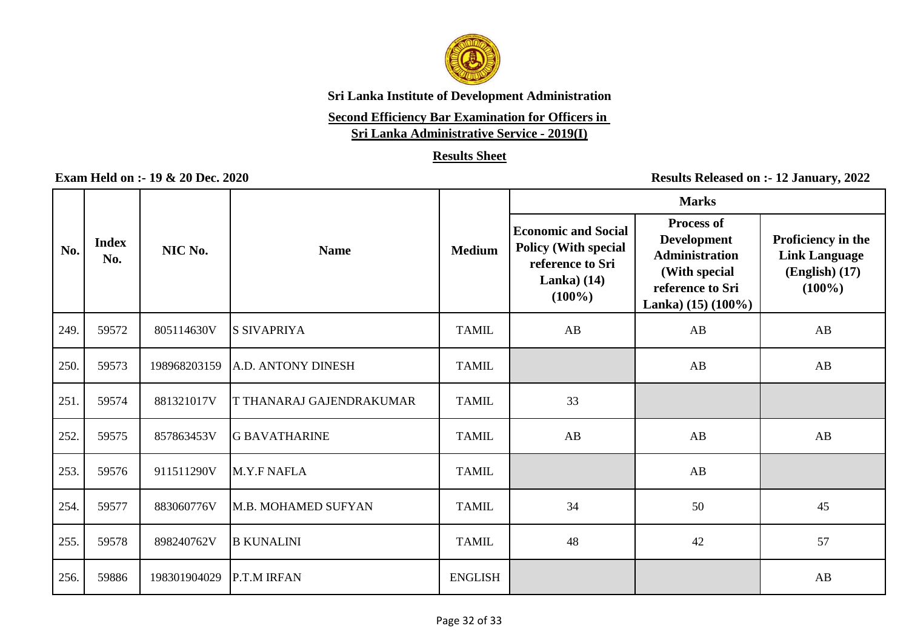**Sri Lanka Institute of Development Administration**

**Second Efficiency Bar Examination for Officers in Sri Lanka Administrative Service - 2019(I)**

**Results Sheet**

**Exam Held on :- 19 & 20 Dec. 2020**

**Results Released on :- 12 January, 2022**

| No. | Index No. | NIC No. | Name | Medium | Marks | | |
|---|---|---|---|---|---|---|---|
| | | | | | Economic and Social Policy (With special reference to Sri Lanka) (14) (100%) | Process of Development Administration (With special reference to Sri Lanka) (15) (100%) | Proficiency in the Link Language (English) (17) (100%) |
| 249. | 59572 | 805114630V | S SIVAPRIYA | TAMIL | AB | AB | AB |
| 250. | 59573 | 198968203159 | A.D. ANTONY DINESH | TAMIL | | AB | AB |
| 251. | 59574 | 881321017V | T THANARAJ GAJENDRAKUMAR | TAMIL | 33 | | |
| 252. | 59575 | 857863453V | G BAVATHARINE | TAMIL | AB | AB | AB |
| 253. | 59576 | 911511290V | M.Y.F NAFLA | TAMIL | | AB | |
| 254. | 59577 | 883060776V | M.B. MOHAMED SUFYAN | TAMIL | 34 | 50 | 45 |
| 255. | 59578 | 898240762V | B KUNALINI | TAMIL | 48 | 42 | 57 |
| 256. | 59886 | 198301904029 | P.T.M IRFAN | ENGLISH | | | AB |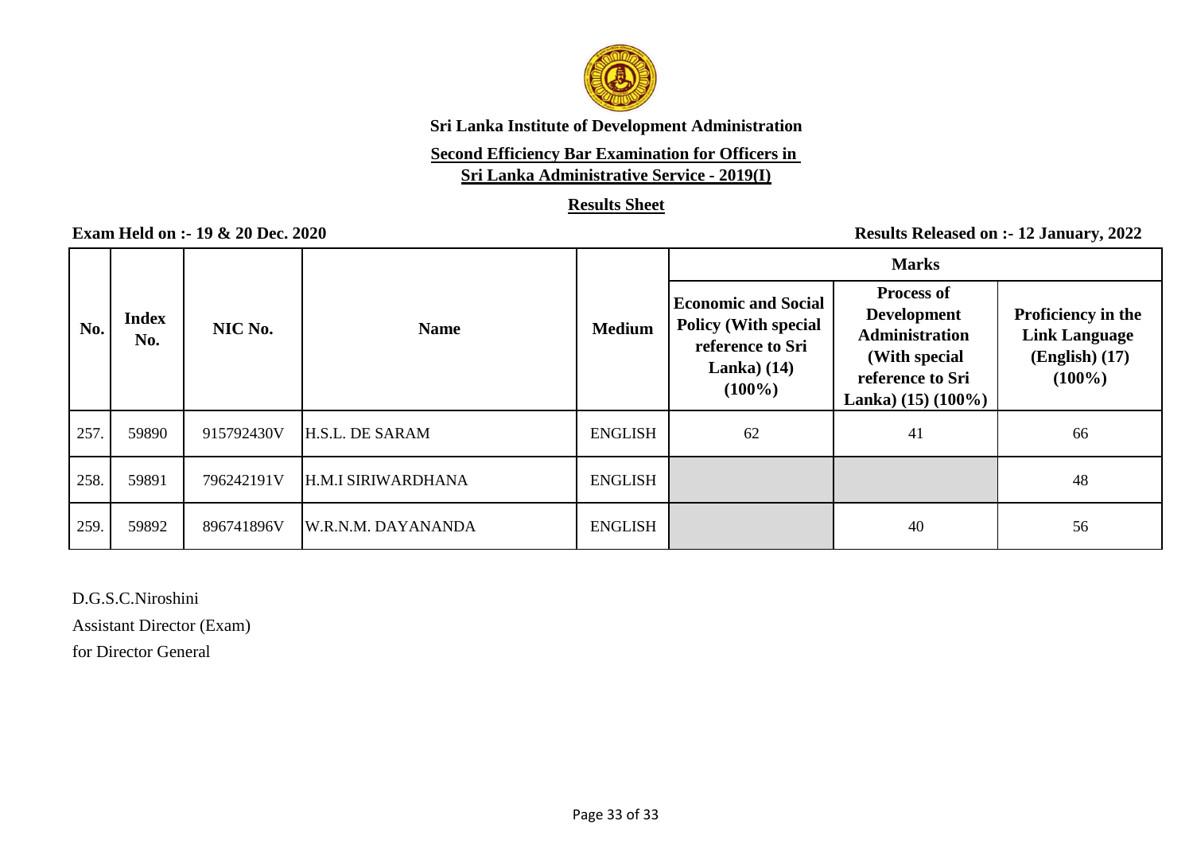**Sri Lanka Institute of Development Administration**

**Second Efficiency Bar Examination for Officers in Sri Lanka Administrative Service - 2019(I)**

**Results Sheet**

**Exam Held on :- 19 & 20 Dec. 2020** **Results Released on :- 12 January, 2022**

| No. | Index No. | NIC No. | Name | Medium | Marks | | |
|---|---|---|---|---|---|---|---|
| | | | | | Economic and Social Policy (With special reference to Sri Lanka) (14) (100%) | Process of Development Administration (With special reference to Sri Lanka) (15) (100%) | Proficiency in the Link Language (English) (17) (100%) |
| 257. | 59890 | 915792430V | H.S.L. DE SARAM | ENGLISH | 62 | 41 | 66 |
| 258. | 59891 | 796242191V | H.M.I SIRIWARDHANA | ENGLISH | | | 48 |
| 259. | 59892 | 896741896V | W.R.N.M. DAYANANDA | ENGLISH | | 40 | 56 |

D.G.S.C.Niroshini

Assistant Director (Exam)

for Director General